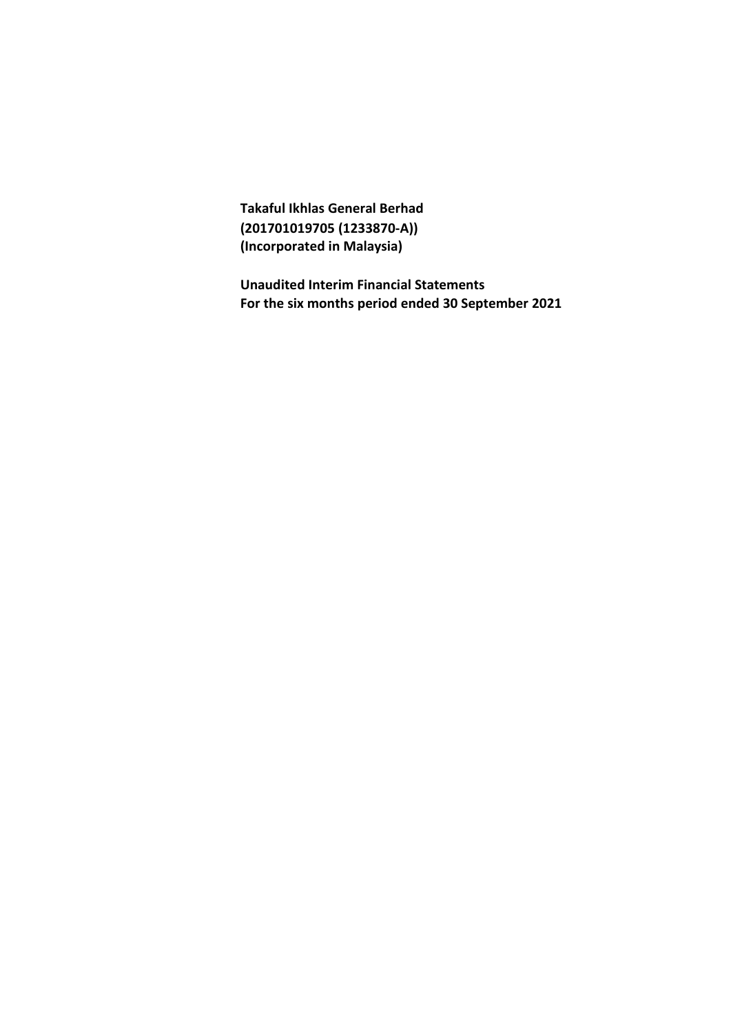**Takaful Ikhlas General Berhad**
**(201701019705 (1233870-A))**
**(Incorporated in Malaysia)**

**Unaudited Interim Financial Statements**
**For the six months period ended 30 September 2021**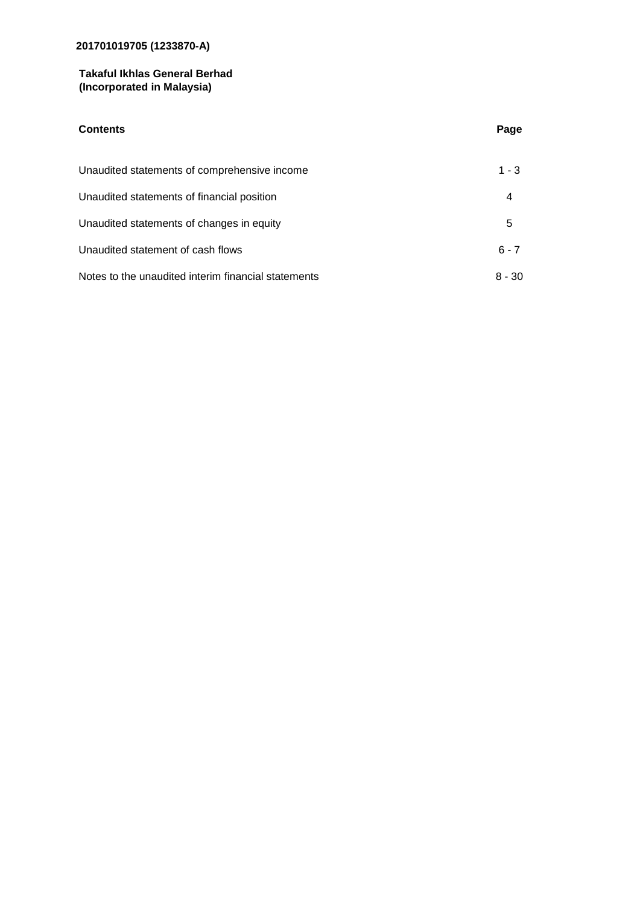**201701019705 (1233870-A)**

**Takaful Ikhlas General Berhad**
**(Incorporated in Malaysia)**

| **Contents** | **Page** |
|---|---|
| Unaudited statements of comprehensive income | 1 - 3 |
| Unaudited statements of financial position | 4 |
| Unaudited statements of changes in equity | 5 |
| Unaudited statement of cash flows | 6 - 7 |
| Notes to the unaudited interim financial statements | 8 - 30 |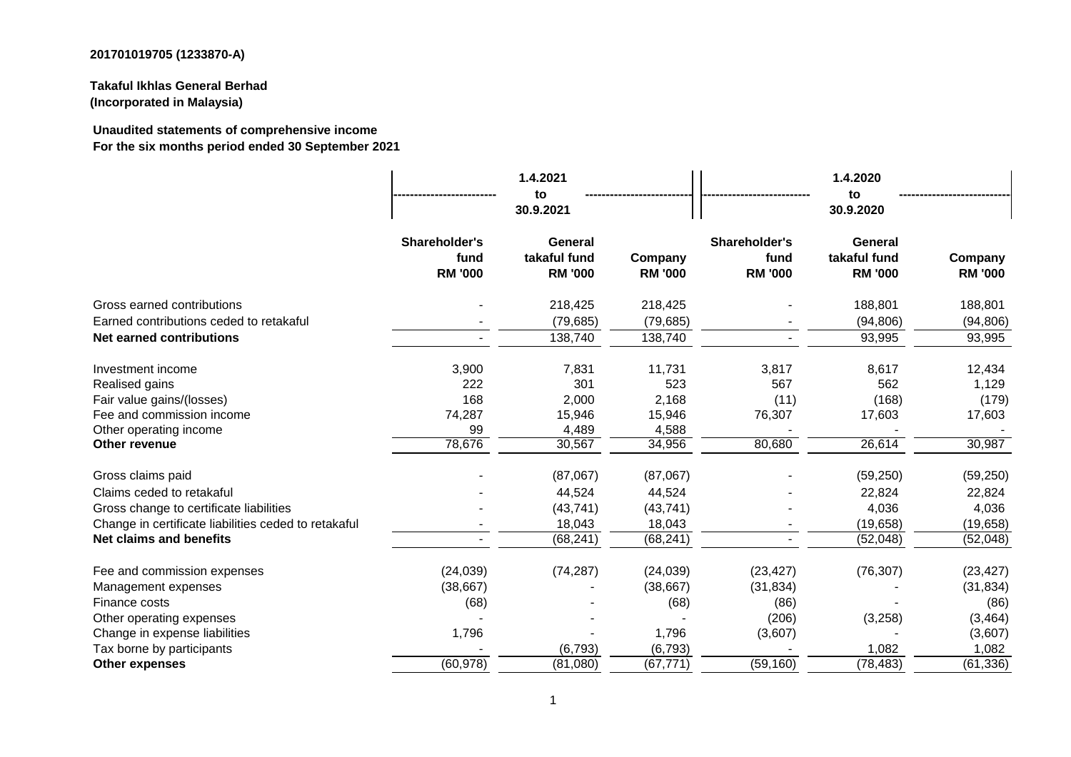**201701019705 (1233870-A)**

**Takaful Ikhlas General Berhad**
**(Incorporated in Malaysia)**

**Unaudited statements of comprehensive income**
**For the six months period ended 30 September 2021**

| | 1.4.2021 to 30.9.2021 | | | 1.4.2020 to 30.9.2020 | | |
|---|---|---|---|---|---|---|
| | **Shareholder's fund RM '000** | **General takaful fund RM '000** | **Company RM '000** | **Shareholder's fund RM '000** | **General takaful fund RM '000** | **Company RM '000** |
| Gross earned contributions | - | 218,425 | 218,425 | - | 188,801 | 188,801 |
| Earned contributions ceded to retakaful | - | (79,685) | (79,685) | - | (94,806) | (94,806) |
| **Net earned contributions** | - | 138,740 | 138,740 | - | 93,995 | 93,995 |
| | | | | | | |
| Investment income | 3,900 | 7,831 | 11,731 | 3,817 | 8,617 | 12,434 |
| Realised gains | 222 | 301 | 523 | 567 | 562 | 1,129 |
| Fair value gains/(losses) | 168 | 2,000 | 2,168 | (11) | (168) | (179) |
| Fee and commission income | 74,287 | 15,946 | 15,946 | 76,307 | 17,603 | 17,603 |
| Other operating income | 99 | 4,489 | 4,588 | - | - | - |
| **Other revenue** | 78,676 | 30,567 | 34,956 | 80,680 | 26,614 | 30,987 |
| | | | | | | |
| Gross claims paid | - | (87,067) | (87,067) | - | (59,250) | (59,250) |
| Claims ceded to retakaful | - | 44,524 | 44,524 | - | 22,824 | 22,824 |
| Gross change to certificate liabilities | - | (43,741) | (43,741) | - | 4,036 | 4,036 |
| Change in certificate liabilities ceded to retakaful | - | 18,043 | 18,043 | - | (19,658) | (19,658) |
| **Net claims and benefits** | - | (68,241) | (68,241) | - | (52,048) | (52,048) |
| | | | | | | |
| Fee and commission expenses | (24,039) | (74,287) | (24,039) | (23,427) | (76,307) | (23,427) |
| Management expenses | (38,667) | - | (38,667) | (31,834) | - | (31,834) |
| Finance costs | (68) | - | (68) | (86) | - | (86) |
| Other operating expenses | - | - | - | (206) | (3,258) | (3,464) |
| Change in expense liabilities | 1,796 | - | 1,796 | (3,607) | - | (3,607) |
| Tax borne by participants | - | (6,793) | (6,793) | - | 1,082 | 1,082 |
| **Other expenses** | (60,978) | (81,080) | (67,771) | (59,160) | (78,483) | (61,336) |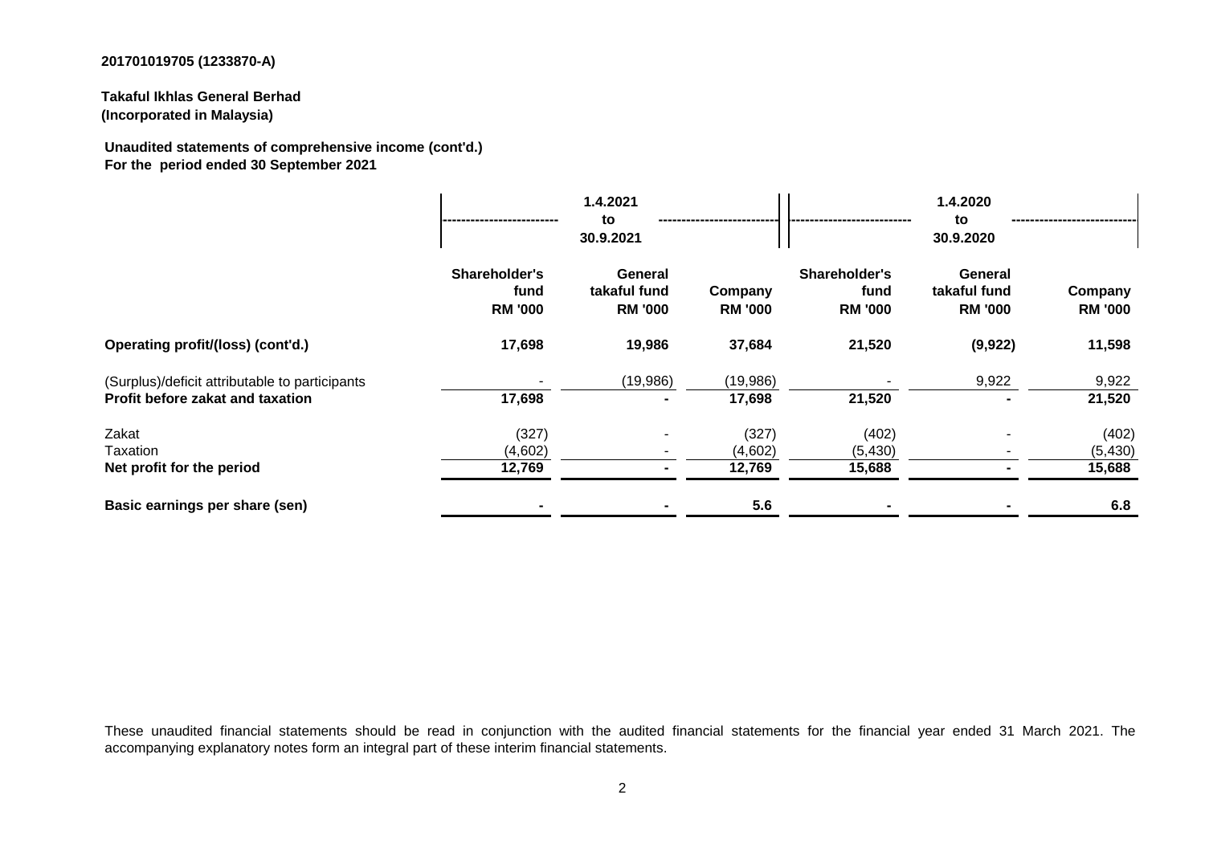201701019705 (1233870-A)

**Takaful Ikhlas General Berhad**
**(Incorporated in Malaysia)**

**Unaudited statements of comprehensive income (cont'd.)**
**For the period ended 30 September 2021**

| | 1.4.2021 to 30.9.2021 | | | 1.4.2020 to 30.9.2020 | | |
|---|---|---|---|---|---|---|
| | **Shareholder's fund RM '000** | **General takaful fund RM '000** | **Company RM '000** | **Shareholder's fund RM '000** | **General takaful fund RM '000** | **Company RM '000** |
| **Operating profit/(loss) (cont'd.)** | **17,698** | **19,986** | **37,684** | **21,520** | **(9,922)** | **11,598** |
| (Surplus)/deficit attributable to participants | - | (19,986) | (19,986) | - | 9,922 | 9,922 |
| **Profit before zakat and taxation** | **17,698** | **-** | **17,698** | **21,520** | **-** | **21,520** |
| Zakat | (327) | - | (327) | (402) | - | (402) |
| Taxation | (4,602) | - | (4,602) | (5,430) | - | (5,430) |
| **Net profit for the period** | **12,769** | **-** | **12,769** | **15,688** | **-** | **15,688** |
| **Basic earnings per share (sen)** | **-** | **-** | **5.6** | **-** | **-** | **6.8** |

These unaudited financial statements should be read in conjunction with the audited financial statements for the financial year ended 31 March 2021. The accompanying explanatory notes form an integral part of these interim financial statements.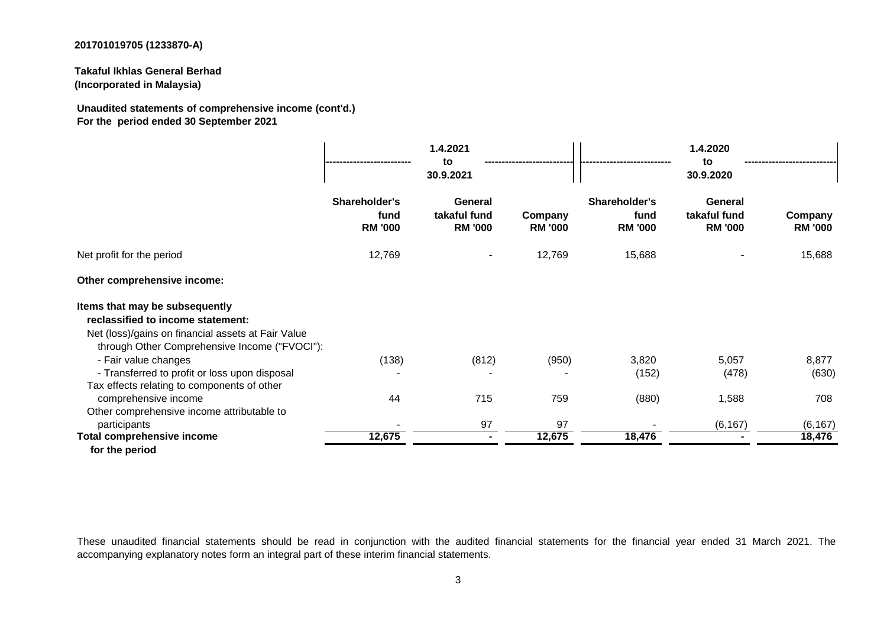201701019705 (1233870-A)

**Takaful Ikhlas General Berhad**
**(Incorporated in Malaysia)**

**Unaudited statements of comprehensive income (cont'd.)**
**For the period ended 30 September 2021**

| | 1.4.2021 to 30.9.2021 | | | 1.4.2020 to 30.9.2020 | | |
|---|---|---|---|---|---|---|
| | **Shareholder's fund RM '000** | **General takaful fund RM '000** | **Company RM '000** | **Shareholder's fund RM '000** | **General takaful fund RM '000** | **Company RM '000** |
| Net profit for the period | 12,769 | - | 12,769 | 15,688 | - | 15,688 |
| **Other comprehensive income:** | | | | | | |
| **Items that may be subsequently reclassified to income statement:** | | | | | | |
| Net (loss)/gains on financial assets at Fair Value through Other Comprehensive Income ("FVOCI"): | | | | | | |
| - Fair value changes | (138) | (812) | (950) | 3,820 | 5,057 | 8,877 |
| - Transferred to profit or loss upon disposal | - | - | - | (152) | (478) | (630) |
| Tax effects relating to components of other comprehensive income | 44 | 715 | 759 | (880) | 1,588 | 708 |
| Other comprehensive income attributable to participants | - | 97 | 97 | - | (6,167) | (6,167) |
| **Total comprehensive income for the period** | **12,675** | **-** | **12,675** | **18,476** | **-** | **18,476** |

These unaudited financial statements should be read in conjunction with the audited financial statements for the financial year ended 31 March 2021. The accompanying explanatory notes form an integral part of these interim financial statements.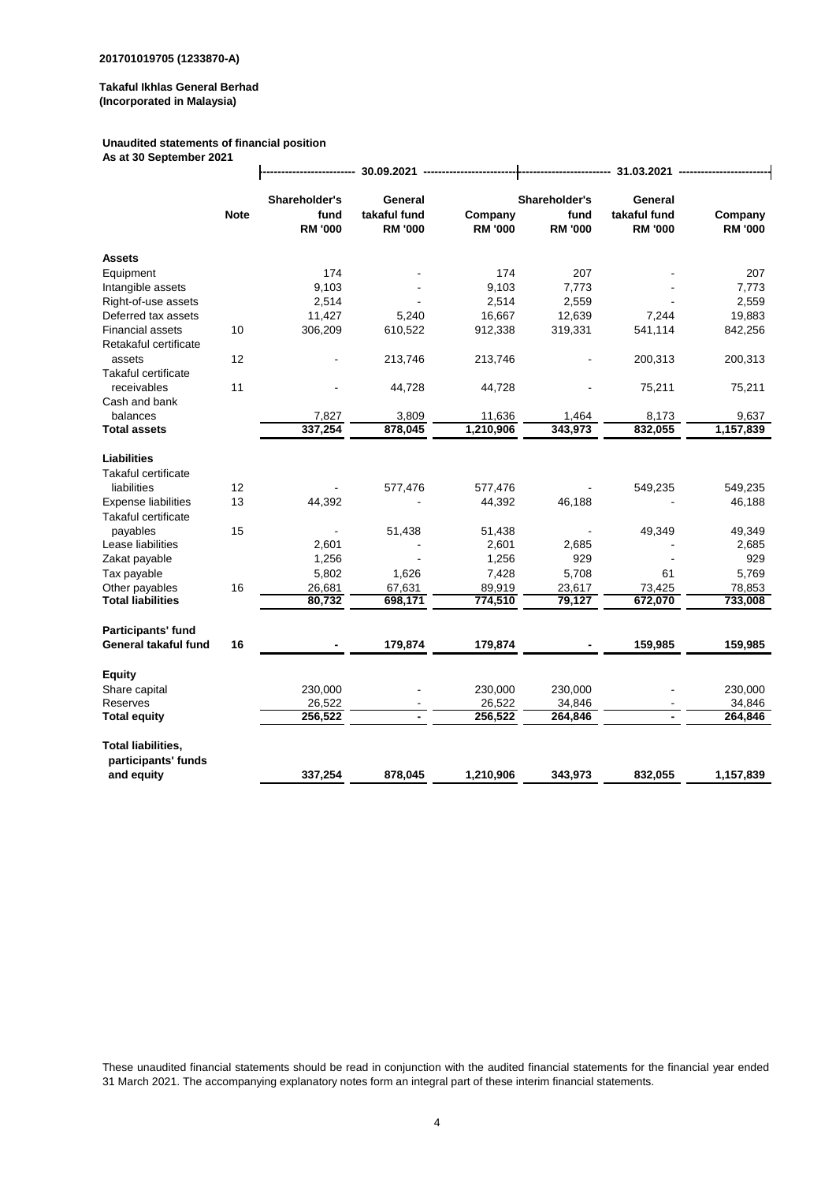201701019705 (1233870-A)

**Takaful Ikhlas General Berhad**
**(Incorporated in Malaysia)**

**Unaudited statements of financial position**
**As at 30 September 2021**

| | | 30.09.2021 | | | 31.03.2021 | | |
|---|---|---|---|---|---|---|---|
| | **Note** | **Shareholder's fund RM '000** | **General takaful fund RM '000** | **Company RM '000** | **Shareholder's fund RM '000** | **General takaful fund RM '000** | **Company RM '000** |
| **Assets** | | | | | | | |
| Equipment | | 174 | - | 174 | 207 | - | 207 |
| Intangible assets | | 9,103 | - | 9,103 | 7,773 | - | 7,773 |
| Right-of-use assets | | 2,514 | - | 2,514 | 2,559 | - | 2,559 |
| Deferred tax assets | | 11,427 | 5,240 | 16,667 | 12,639 | 7,244 | 19,883 |
| Financial assets | 10 | 306,209 | 610,522 | 912,338 | 319,331 | 541,114 | 842,256 |
| Retakaful certificate assets | 12 | - | 213,746 | 213,746 | - | 200,313 | 200,313 |
| Takaful certificate receivables | 11 | - | 44,728 | 44,728 | - | 75,211 | 75,211 |
| Cash and bank balances | | 7,827 | 3,809 | 11,636 | 1,464 | 8,173 | 9,637 |
| **Total assets** | | 337,254 | 878,045 | 1,210,906 | 343,973 | 832,055 | 1,157,839 |
| **Liabilities** | | | | | | | |
| Takaful certificate liabilities | 12 | - | 577,476 | 577,476 | - | 549,235 | 549,235 |
| Expense liabilities | 13 | 44,392 | - | 44,392 | 46,188 | - | 46,188 |
| Takaful certificate payables | 15 | - | 51,438 | 51,438 | - | 49,349 | 49,349 |
| Lease liabilities | | 2,601 | - | 2,601 | 2,685 | - | 2,685 |
| Zakat payable | | 1,256 | - | 1,256 | 929 | - | 929 |
| Tax payable | | 5,802 | 1,626 | 7,428 | 5,708 | 61 | 5,769 |
| Other payables | 16 | 26,681 | 67,631 | 89,919 | 23,617 | 73,425 | 78,853 |
| **Total liabilities** | | 80,732 | 698,171 | 774,510 | 79,127 | 672,070 | 733,008 |
| **Participants' fund** | | | | | | | |
| **General takaful fund** | **16** | **-** | **179,874** | **179,874** | **-** | **159,985** | **159,985** |
| **Equity** | | | | | | | |
| Share capital | | 230,000 | - | 230,000 | 230,000 | - | 230,000 |
| Reserves | | 26,522 | - | 26,522 | 34,846 | - | 34,846 |
| **Total equity** | | 256,522 | - | 256,522 | 264,846 | - | 264,846 |
| **Total liabilities, participants' funds and equity** | | **337,254** | **878,045** | **1,210,906** | **343,973** | **832,055** | **1,157,839** |

These unaudited financial statements should be read in conjunction with the audited financial statements for the financial year ended 31 March 2021. The accompanying explanatory notes form an integral part of these interim financial statements.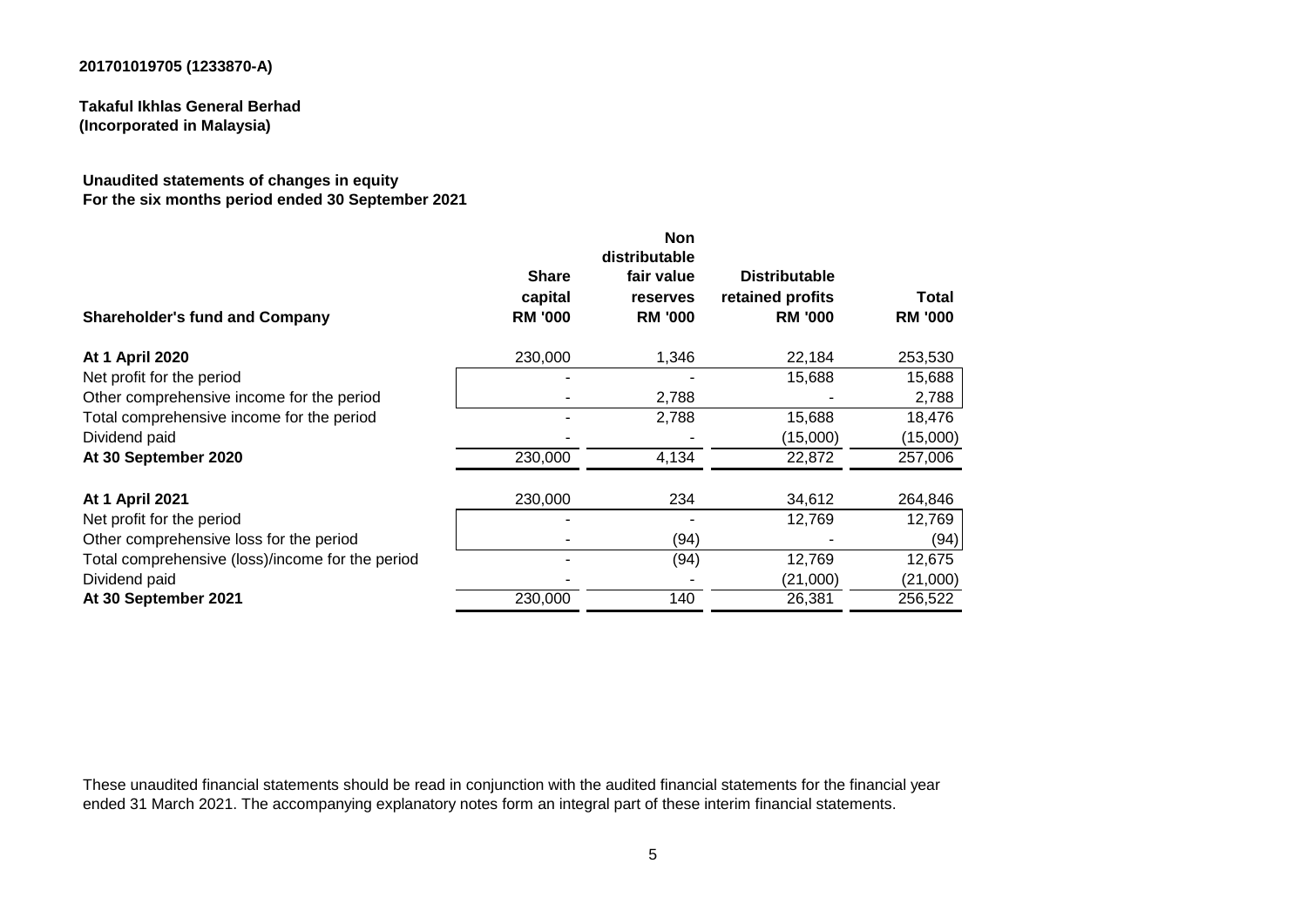**201701019705 (1233870-A)**

**Takaful Ikhlas General Berhad**
**(Incorporated in Malaysia)**

**Unaudited statements of changes in equity**
**For the six months period ended 30 September 2021**

| Shareholder's fund and Company | Share capital RM '000 | Non distributable fair value reserves RM '000 | Distributable retained profits RM '000 | Total RM '000 |
|---|---|---|---|---|
| **At 1 April 2020** | 230,000 | 1,346 | 22,184 | 253,530 |
| Net profit for the period | - | - | 15,688 | 15,688 |
| Other comprehensive income for the period | - | 2,788 | - | 2,788 |
| Total comprehensive income for the period | - | 2,788 | 15,688 | 18,476 |
| Dividend paid | - | - | (15,000) | (15,000) |
| **At 30 September 2020** | 230,000 | 4,134 | 22,872 | 257,006 |
| | | | | |
| **At 1 April 2021** | 230,000 | 234 | 34,612 | 264,846 |
| Net profit for the period | - | - | 12,769 | 12,769 |
| Other comprehensive loss for the period | - | (94) | - | (94) |
| Total comprehensive (loss)/income for the period | - | (94) | 12,769 | 12,675 |
| Dividend paid | - | - | (21,000) | (21,000) |
| **At 30 September 2021** | 230,000 | 140 | 26,381 | 256,522 |

These unaudited financial statements should be read in conjunction with the audited financial statements for the financial year ended 31 March 2021. The accompanying explanatory notes form an integral part of these interim financial statements.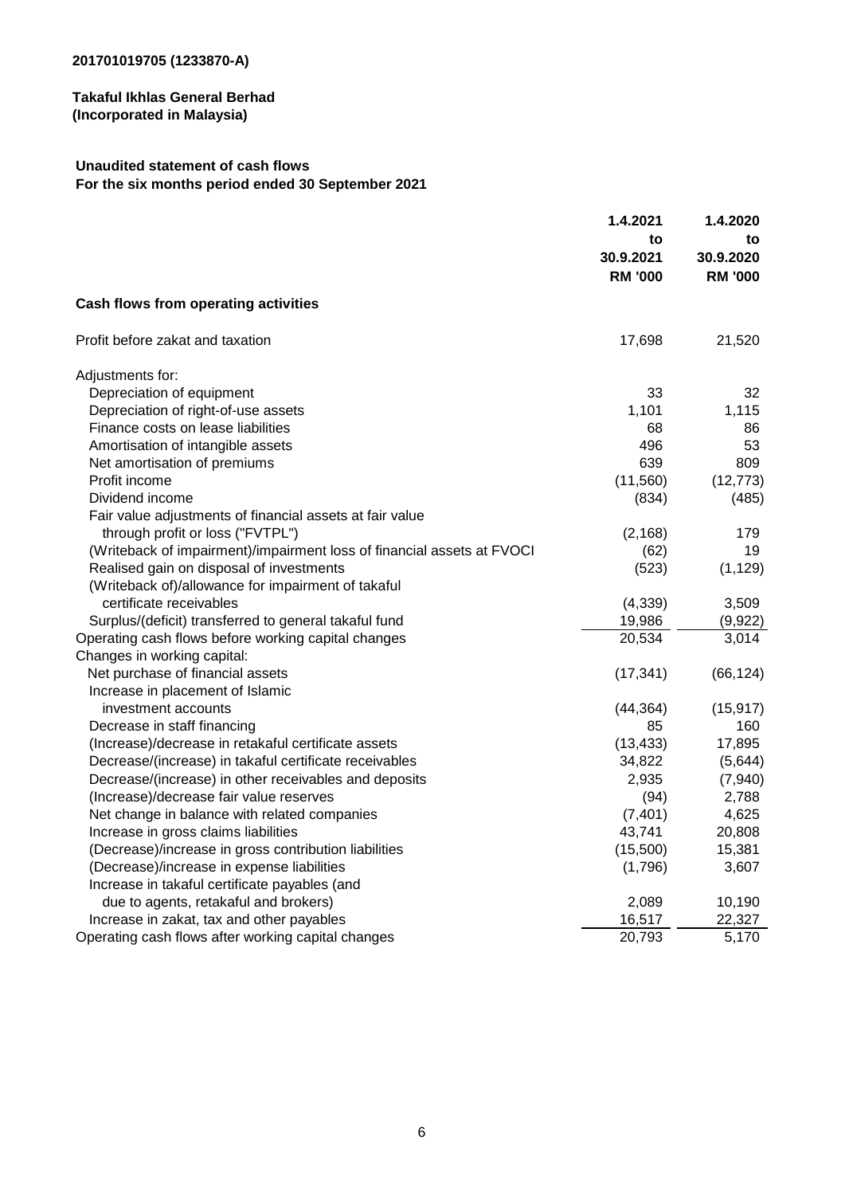**201701019705 (1233870-A)**

**Takaful Ikhlas General Berhad**
**(Incorporated in Malaysia)**

**Unaudited statement of cash flows**
**For the six months period ended 30 September 2021**

| | 1.4.2021 to 30.9.2021 RM '000 | 1.4.2020 to 30.9.2020 RM '000 |
|---|---|---|
| **Cash flows from operating activities** | | |
| Profit before zakat and taxation | 17,698 | 21,520 |
| Adjustments for: | | |
| Depreciation of equipment | 33 | 32 |
| Depreciation of right-of-use assets | 1,101 | 1,115 |
| Finance costs on lease liabilities | 68 | 86 |
| Amortisation of intangible assets | 496 | 53 |
| Net amortisation of premiums | 639 | 809 |
| Profit income | (11,560) | (12,773) |
| Dividend income | (834) | (485) |
| Fair value adjustments of financial assets at fair value through profit or loss ("FVTPL") | (2,168) | 179 |
| (Writeback of impairment)/impairment loss of financial assets at FVOCI | (62) | 19 |
| Realised gain on disposal of investments | (523) | (1,129) |
| (Writeback of)/allowance for impairment of takaful certificate receivables | (4,339) | 3,509 |
| Surplus/(deficit) transferred to general takaful fund | 19,986 | (9,922) |
| Operating cash flows before working capital changes | 20,534 | 3,014 |
| Changes in working capital: | | |
| Net purchase of financial assets | (17,341) | (66,124) |
| Increase in placement of Islamic investment accounts | (44,364) | (15,917) |
| Decrease in staff financing | 85 | 160 |
| (Increase)/decrease in retakaful certificate assets | (13,433) | 17,895 |
| Decrease/(increase) in takaful certificate receivables | 34,822 | (5,644) |
| Decrease/(increase) in other receivables and deposits | 2,935 | (7,940) |
| (Increase)/decrease fair value reserves | (94) | 2,788 |
| Net change in balance with related companies | (7,401) | 4,625 |
| Increase in gross claims liabilities | 43,741 | 20,808 |
| (Decrease)/increase in gross contribution liabilities | (15,500) | 15,381 |
| (Decrease)/increase in expense liabilities | (1,796) | 3,607 |
| Increase in takaful certificate payables (and due to agents, retakaful and brokers) | 2,089 | 10,190 |
| Increase in zakat, tax and other payables | 16,517 | 22,327 |
| Operating cash flows after working capital changes | 20,793 | 5,170 |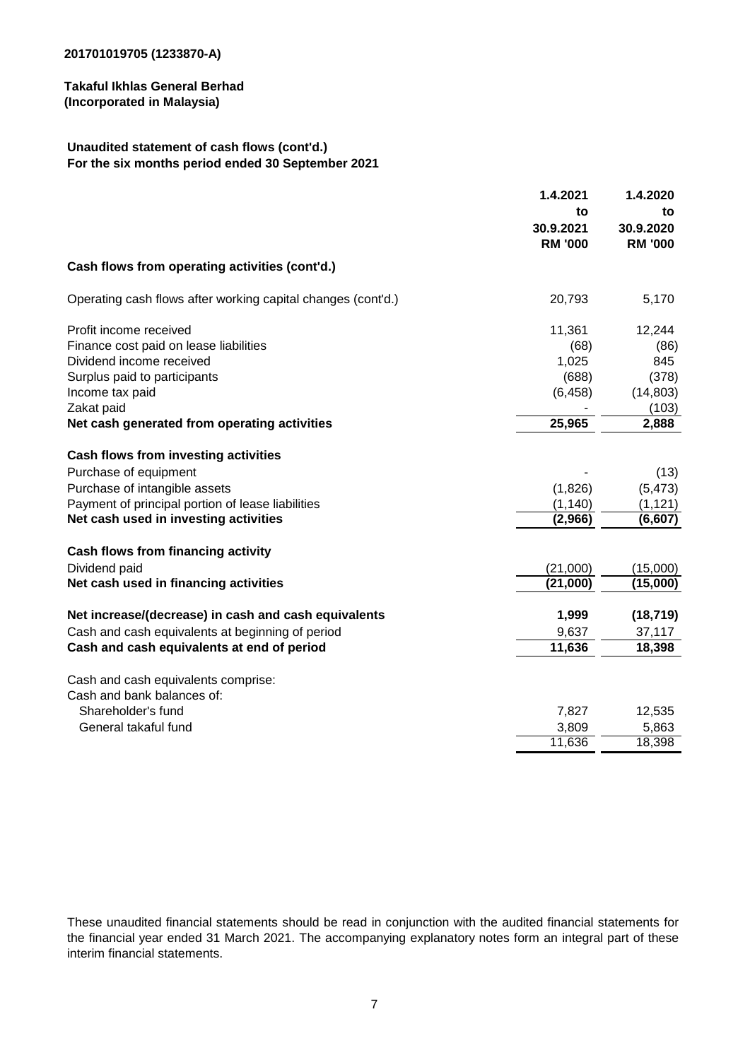201701019705 (1233870-A)

**Takaful Ikhlas General Berhad**
**(Incorporated in Malaysia)**

**Unaudited statement of cash flows (cont'd.)**
**For the six months period ended 30 September 2021**

| | 1.4.2021 to 30.9.2021 RM '000 | 1.4.2020 to 30.9.2020 RM '000 |
|---|---|---|
| **Cash flows from operating activities (cont'd.)** | | |
| Operating cash flows after working capital changes (cont'd.) | 20,793 | 5,170 |
| Profit income received | 11,361 | 12,244 |
| Finance cost paid on lease liabilities | (68) | (86) |
| Dividend income received | 1,025 | 845 |
| Surplus paid to participants | (688) | (378) |
| Income tax paid | (6,458) | (14,803) |
| Zakat paid | - | (103) |
| **Net cash generated from operating activities** | **25,965** | **2,888** |
| **Cash flows from investing activities** | | |
| Purchase of equipment | - | (13) |
| Purchase of intangible assets | (1,826) | (5,473) |
| Payment of principal portion of lease liabilities | (1,140) | (1,121) |
| **Net cash used in investing activities** | **(2,966)** | **(6,607)** |
| **Cash flows from financing activity** | | |
| Dividend paid | (21,000) | (15,000) |
| **Net cash used in financing activities** | **(21,000)** | **(15,000)** |
| **Net increase/(decrease) in cash and cash equivalents** | **1,999** | **(18,719)** |
| Cash and cash equivalents at beginning of period | 9,637 | 37,117 |
| **Cash and cash equivalents at end of period** | **11,636** | **18,398** |
| Cash and cash equivalents comprise: | | |
| Cash and bank balances of: | | |
| Shareholder's fund | 7,827 | 12,535 |
| General takaful fund | 3,809 | 5,863 |
| | 11,636 | 18,398 |

These unaudited financial statements should be read in conjunction with the audited financial statements for the financial year ended 31 March 2021. The accompanying explanatory notes form an integral part of these interim financial statements.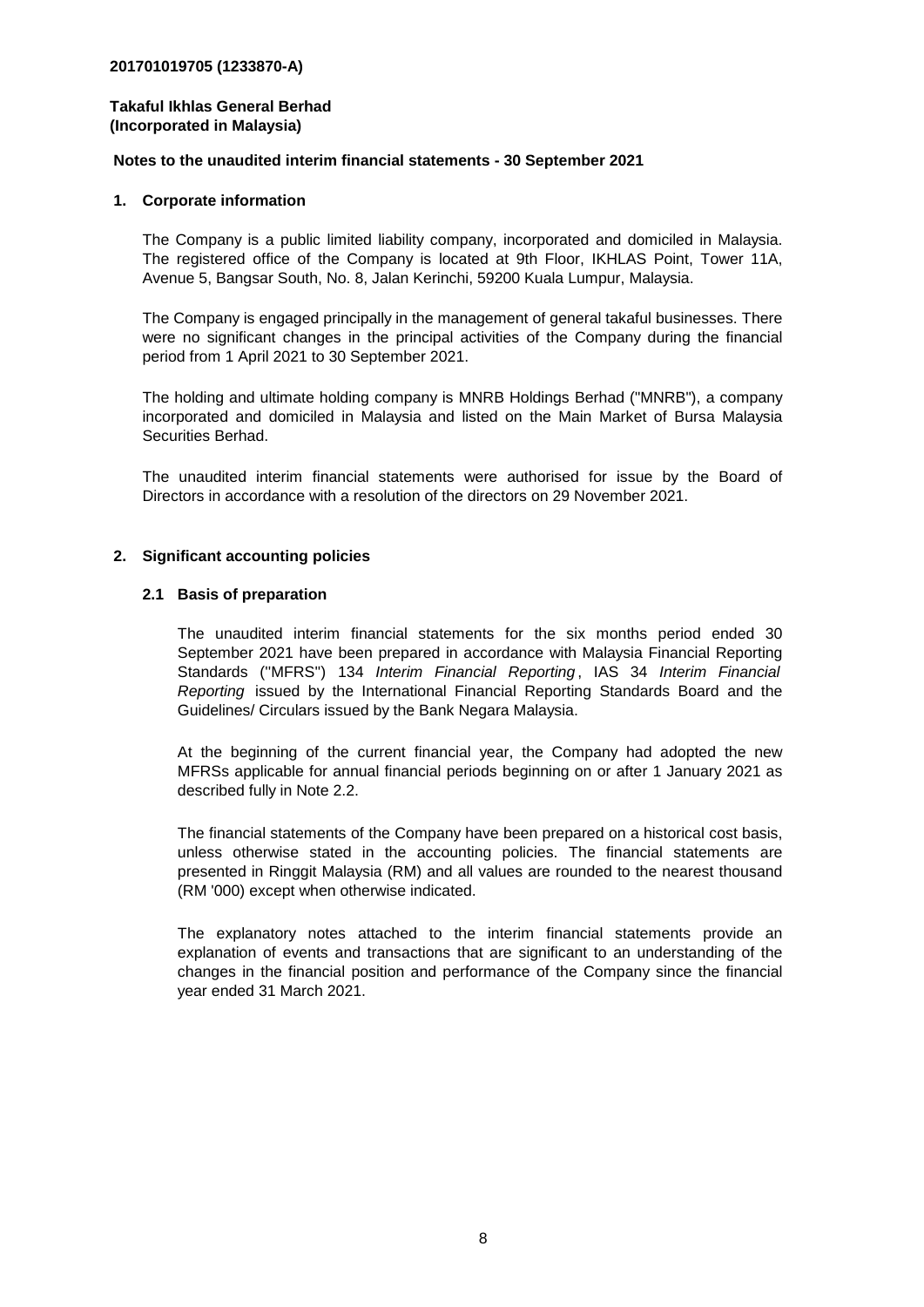**201701019705 (1233870-A)**

**Takaful Ikhlas General Berhad**
**(Incorporated in Malaysia)**

**Notes to the unaudited interim financial statements - 30 September 2021**

## 1. Corporate information

The Company is a public limited liability company, incorporated and domiciled in Malaysia. The registered office of the Company is located at 9th Floor, IKHLAS Point, Tower 11A, Avenue 5, Bangsar South, No. 8, Jalan Kerinchi, 59200 Kuala Lumpur, Malaysia.

The Company is engaged principally in the management of general takaful businesses. There were no significant changes in the principal activities of the Company during the financial period from 1 April 2021 to 30 September 2021.

The holding and ultimate holding company is MNRB Holdings Berhad ("MNRB"), a company incorporated and domiciled in Malaysia and listed on the Main Market of Bursa Malaysia Securities Berhad.

The unaudited interim financial statements were authorised for issue by the Board of Directors in accordance with a resolution of the directors on 29 November 2021.

## 2. Significant accounting policies

### 2.1 Basis of preparation

The unaudited interim financial statements for the six months period ended 30 September 2021 have been prepared in accordance with Malaysia Financial Reporting Standards ("MFRS") 134 *Interim Financial Reporting*, IAS 34 *Interim Financial Reporting* issued by the International Financial Reporting Standards Board and the Guidelines/ Circulars issued by the Bank Negara Malaysia.

At the beginning of the current financial year, the Company had adopted the new MFRSs applicable for annual financial periods beginning on or after 1 January 2021 as described fully in Note 2.2.

The financial statements of the Company have been prepared on a historical cost basis, unless otherwise stated in the accounting policies. The financial statements are presented in Ringgit Malaysia (RM) and all values are rounded to the nearest thousand (RM '000) except when otherwise indicated.

The explanatory notes attached to the interim financial statements provide an explanation of events and transactions that are significant to an understanding of the changes in the financial position and performance of the Company since the financial year ended 31 March 2021.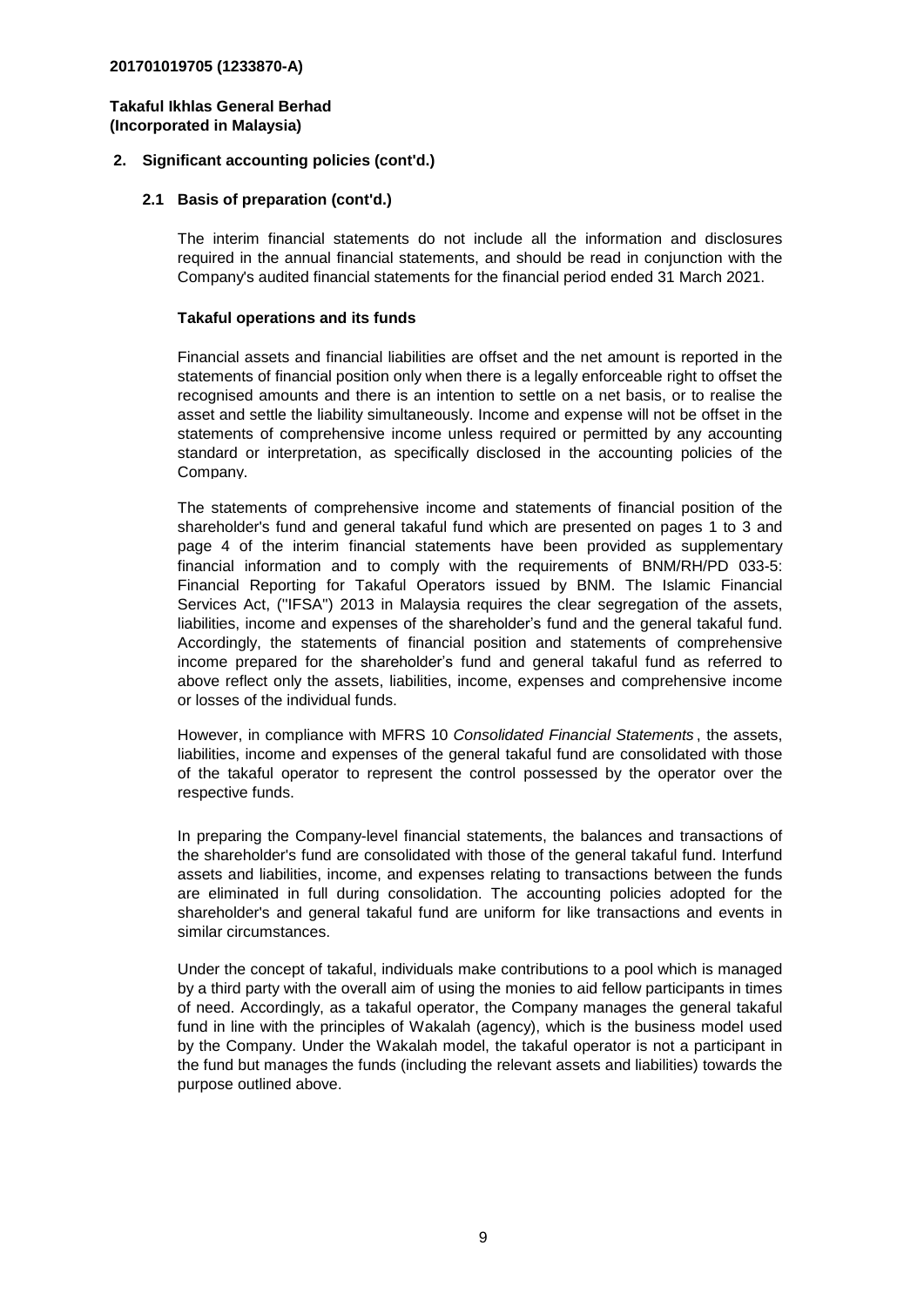201701019705 (1233870-A)

**Takaful Ikhlas General Berhad**
**(Incorporated in Malaysia)**

## 2. Significant accounting policies (cont'd.)

### 2.1 Basis of preparation (cont'd.)

The interim financial statements do not include all the information and disclosures required in the annual financial statements, and should be read in conjunction with the Company's audited financial statements for the financial period ended 31 March 2021.

**Takaful operations and its funds**

Financial assets and financial liabilities are offset and the net amount is reported in the statements of financial position only when there is a legally enforceable right to offset the recognised amounts and there is an intention to settle on a net basis, or to realise the asset and settle the liability simultaneously. Income and expense will not be offset in the statements of comprehensive income unless required or permitted by any accounting standard or interpretation, as specifically disclosed in the accounting policies of the Company.

The statements of comprehensive income and statements of financial position of the shareholder's fund and general takaful fund which are presented on pages 1 to 3 and page 4 of the interim financial statements have been provided as supplementary financial information and to comply with the requirements of BNM/RH/PD 033-5: Financial Reporting for Takaful Operators issued by BNM. The Islamic Financial Services Act, ("IFSA") 2013 in Malaysia requires the clear segregation of the assets, liabilities, income and expenses of the shareholder's fund and the general takaful fund. Accordingly, the statements of financial position and statements of comprehensive income prepared for the shareholder's fund and general takaful fund as referred to above reflect only the assets, liabilities, income, expenses and comprehensive income or losses of the individual funds.

However, in compliance with MFRS 10 *Consolidated Financial Statements*, the assets, liabilities, income and expenses of the general takaful fund are consolidated with those of the takaful operator to represent the control possessed by the operator over the respective funds.

In preparing the Company-level financial statements, the balances and transactions of the shareholder's fund are consolidated with those of the general takaful fund. Interfund assets and liabilities, income, and expenses relating to transactions between the funds are eliminated in full during consolidation. The accounting policies adopted for the shareholder's and general takaful fund are uniform for like transactions and events in similar circumstances.

Under the concept of takaful, individuals make contributions to a pool which is managed by a third party with the overall aim of using the monies to aid fellow participants in times of need. Accordingly, as a takaful operator, the Company manages the general takaful fund in line with the principles of Wakalah (agency), which is the business model used by the Company. Under the Wakalah model, the takaful operator is not a participant in the fund but manages the funds (including the relevant assets and liabilities) towards the purpose outlined above.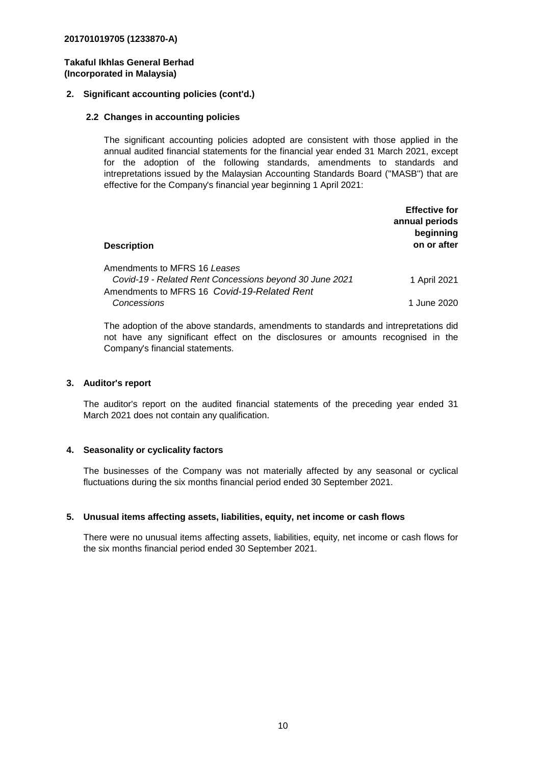201701019705 (1233870-A)

**Takaful Ikhlas General Berhad**
**(Incorporated in Malaysia)**

**2. Significant accounting policies (cont'd.)**

**2.2 Changes in accounting policies**

The significant accounting policies adopted are consistent with those applied in the annual audited financial statements for the financial year ended 31 March 2021, except for the adoption of the following standards, amendments to standards and intrepretations issued by the Malaysian Accounting Standards Board ("MASB") that are effective for the Company's financial year beginning 1 April 2021:

| **Description** | **Effective for annual periods beginning on or after** |
|---|---|
| Amendments to MFRS 16 *Leases Covid-19 - Related Rent Concessions beyond 30 June 2021* | 1 April 2021 |
| Amendments to MFRS 16 *Covid-19-Related Rent Concessions* | 1 June 2020 |

The adoption of the above standards, amendments to standards and intrepretations did not have any significant effect on the disclosures or amounts recognised in the Company's financial statements.

**3. Auditor's report**

The auditor's report on the audited financial statements of the preceding year ended 31 March 2021 does not contain any qualification.

**4. Seasonality or cyclicality factors**

The businesses of the Company was not materially affected by any seasonal or cyclical fluctuations during the six months financial period ended 30 September 2021.

**5. Unusual items affecting assets, liabilities, equity, net income or cash flows**

There were no unusual items affecting assets, liabilities, equity, net income or cash flows for the six months financial period ended 30 September 2021.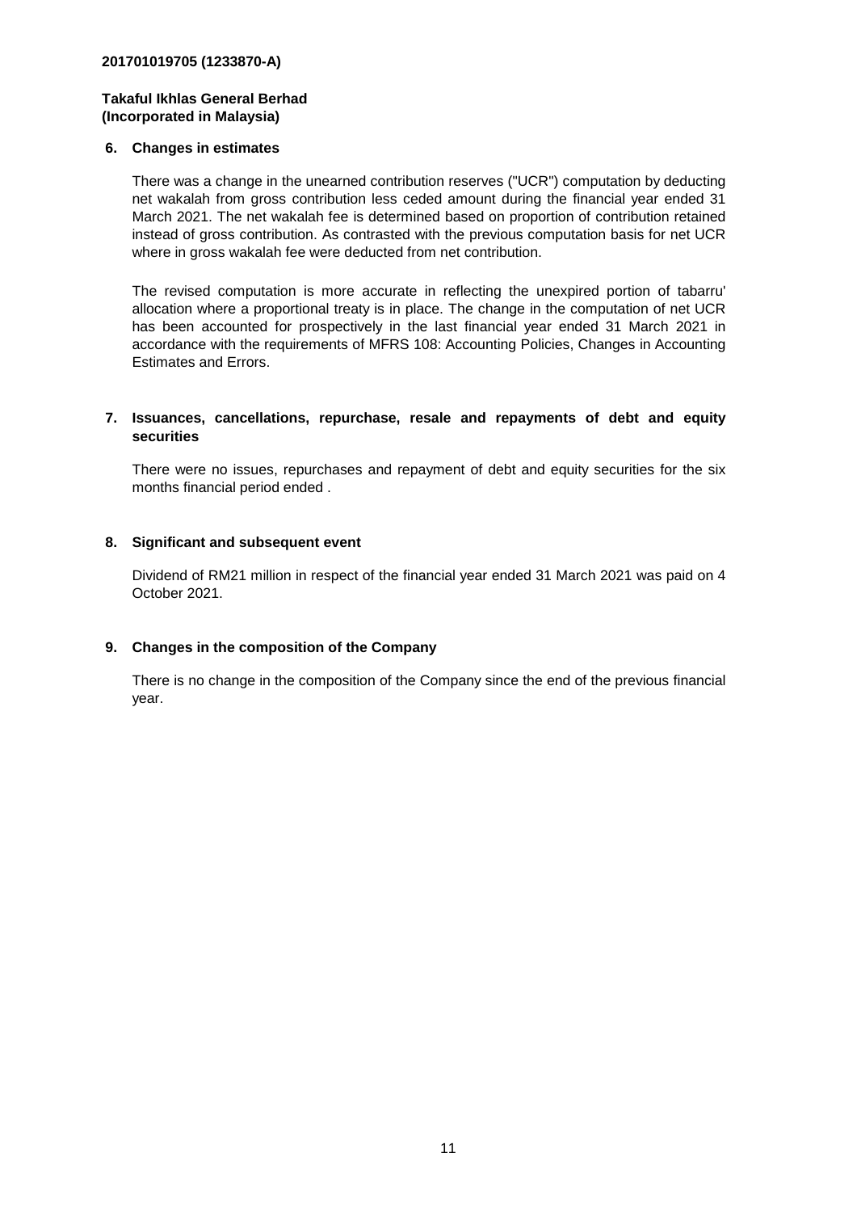201701019705 (1233870-A)

**Takaful Ikhlas General Berhad**
**(Incorporated in Malaysia)**

## 6. Changes in estimates

There was a change in the unearned contribution reserves ("UCR") computation by deducting net wakalah from gross contribution less ceded amount during the financial year ended 31 March 2021. The net wakalah fee is determined based on proportion of contribution retained instead of gross contribution. As contrasted with the previous computation basis for net UCR where in gross wakalah fee were deducted from net contribution.

The revised computation is more accurate in reflecting the unexpired portion of tabarru' allocation where a proportional treaty is in place. The change in the computation of net UCR has been accounted for prospectively in the last financial year ended 31 March 2021 in accordance with the requirements of MFRS 108: Accounting Policies, Changes in Accounting Estimates and Errors.

## 7. Issuances, cancellations, repurchase, resale and repayments of debt and equity securities

There were no issues, repurchases and repayment of debt and equity securities for the six months financial period ended .

## 8. Significant and subsequent event

Dividend of RM21 million in respect of the financial year ended 31 March 2021 was paid on 4 October 2021.

## 9. Changes in the composition of the Company

There is no change in the composition of the Company since the end of the previous financial year.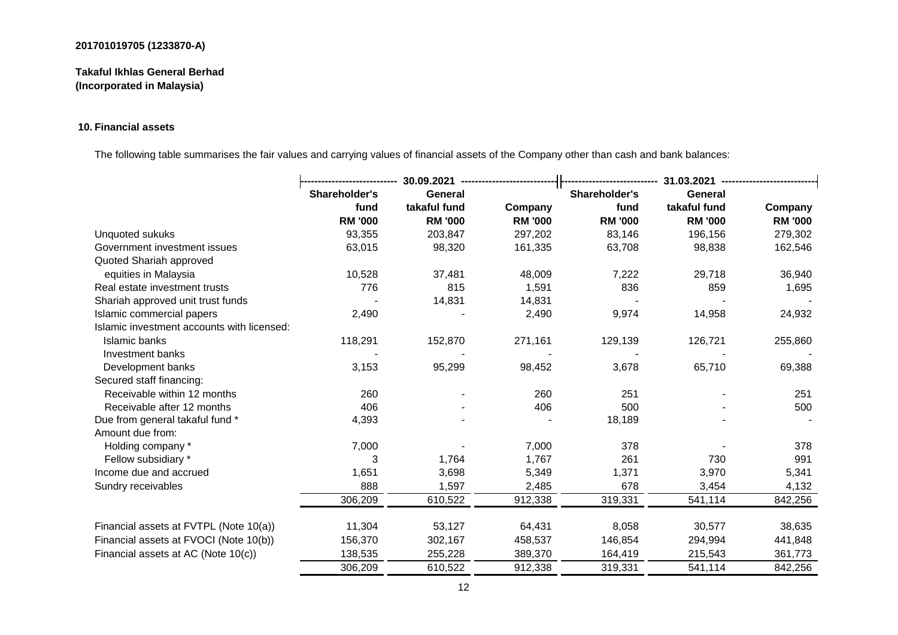201701019705 (1233870-A)

**Takaful Ikhlas General Berhad**
**(Incorporated in Malaysia)**

## 10. Financial assets

The following table summarises the fair values and carrying values of financial assets of the Company other than cash and bank balances:

| | 30.09.2021 | | | 31.03.2021 | | |
|---|---|---|---|---|---|---|
| | **Shareholder's fund** | **General takaful fund** | **Company** | **Shareholder's fund** | **General takaful fund** | **Company** |
| | **RM '000** | **RM '000** | **RM '000** | **RM '000** | **RM '000** | **RM '000** |
| Unquoted sukuks | 93,355 | 203,847 | 297,202 | 83,146 | 196,156 | 279,302 |
| Government investment issues | 63,015 | 98,320 | 161,335 | 63,708 | 98,838 | 162,546 |
| Quoted Shariah approved equities in Malaysia | 10,528 | 37,481 | 48,009 | 7,222 | 29,718 | 36,940 |
| Real estate investment trusts | 776 | 815 | 1,591 | 836 | 859 | 1,695 |
| Shariah approved unit trust funds | - | 14,831 | 14,831 | - | - | - |
| Islamic commercial papers | 2,490 | - | 2,490 | 9,974 | 14,958 | 24,932 |
| Islamic investment accounts with licensed: | | | | | | |
| Islamic banks | 118,291 | 152,870 | 271,161 | 129,139 | 126,721 | 255,860 |
| Investment banks | - | - | - | - | - | - |
| Development banks | 3,153 | 95,299 | 98,452 | 3,678 | 65,710 | 69,388 |
| Secured staff financing: | | | | | | |
| Receivable within 12 months | 260 | - | 260 | 251 | - | 251 |
| Receivable after 12 months | 406 | - | 406 | 500 | - | 500 |
| Due from general takaful fund * | 4,393 | - | - | 18,189 | - | - |
| Amount due from: | | | | | | |
| Holding company * | 7,000 | - | 7,000 | 378 | - | 378 |
| Fellow subsidiary * | 3 | 1,764 | 1,767 | 261 | 730 | 991 |
| Income due and accrued | 1,651 | 3,698 | 5,349 | 1,371 | 3,970 | 5,341 |
| Sundry receivables | 888 | 1,597 | 2,485 | 678 | 3,454 | 4,132 |
| | 306,209 | 610,522 | 912,338 | 319,331 | 541,114 | 842,256 |
| Financial assets at FVTPL (Note 10(a)) | 11,304 | 53,127 | 64,431 | 8,058 | 30,577 | 38,635 |
| Financial assets at FVOCI (Note 10(b)) | 156,370 | 302,167 | 458,537 | 146,854 | 294,994 | 441,848 |
| Financial assets at AC (Note 10(c)) | 138,535 | 255,228 | 389,370 | 164,419 | 215,543 | 361,773 |
| | 306,209 | 610,522 | 912,338 | 319,331 | 541,114 | 842,256 |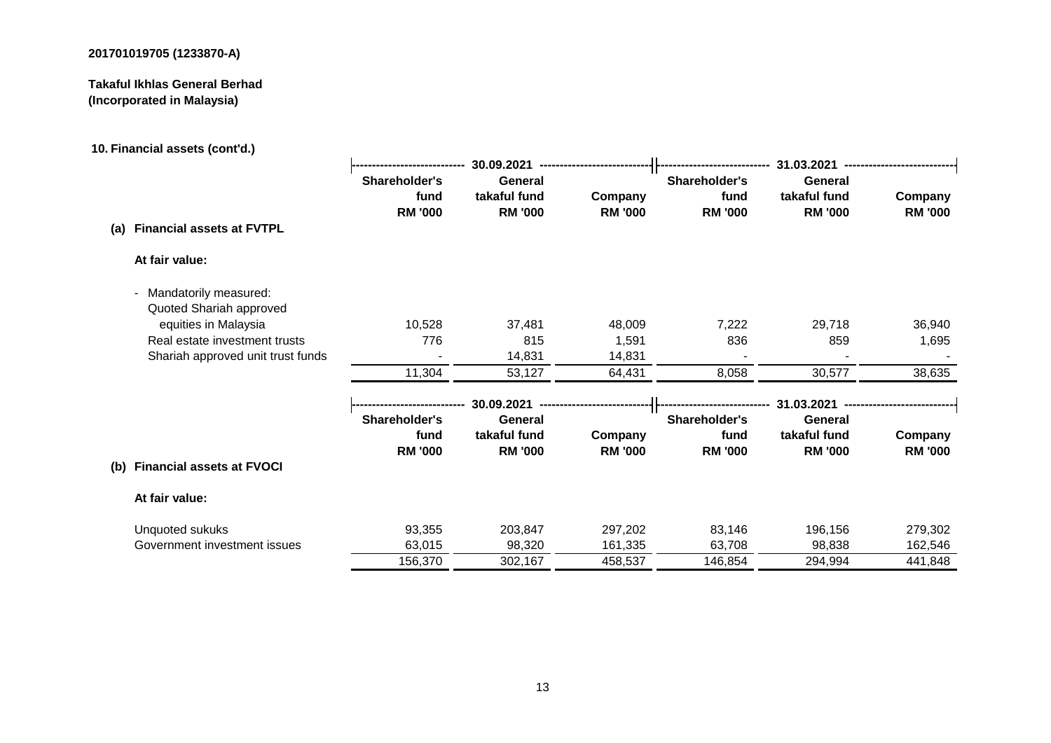201701019705 (1233870-A)

**Takaful Ikhlas General Berhad**
**(Incorporated in Malaysia)**

**10. Financial assets (cont'd.)**

**(a) Financial assets at FVTPL**

| | 30.09.2021 | | | 31.03.2021 | | |
|---|---|---|---|---|---|---|
| | Shareholder's fund RM '000 | General takaful fund RM '000 | Company RM '000 | Shareholder's fund RM '000 | General takaful fund RM '000 | Company RM '000 |
| **At fair value:** | | | | | | |
| - Mandatorily measured: | | | | | | |
| Quoted Shariah approved equities in Malaysia | 10,528 | 37,481 | 48,009 | 7,222 | 29,718 | 36,940 |
| Real estate investment trusts | 776 | 815 | 1,591 | 836 | 859 | 1,695 |
| Shariah approved unit trust funds | - | 14,831 | 14,831 | - | - | - |
| | 11,304 | 53,127 | 64,431 | 8,058 | 30,577 | 38,635 |

**(b) Financial assets at FVOCI**

| | 30.09.2021 | | | 31.03.2021 | | |
|---|---|---|---|---|---|---|
| | Shareholder's fund RM '000 | General takaful fund RM '000 | Company RM '000 | Shareholder's fund RM '000 | General takaful fund RM '000 | Company RM '000 |
| **At fair value:** | | | | | | |
| Unquoted sukuks | 93,355 | 203,847 | 297,202 | 83,146 | 196,156 | 279,302 |
| Government investment issues | 63,015 | 98,320 | 161,335 | 63,708 | 98,838 | 162,546 |
| | 156,370 | 302,167 | 458,537 | 146,854 | 294,994 | 441,848 |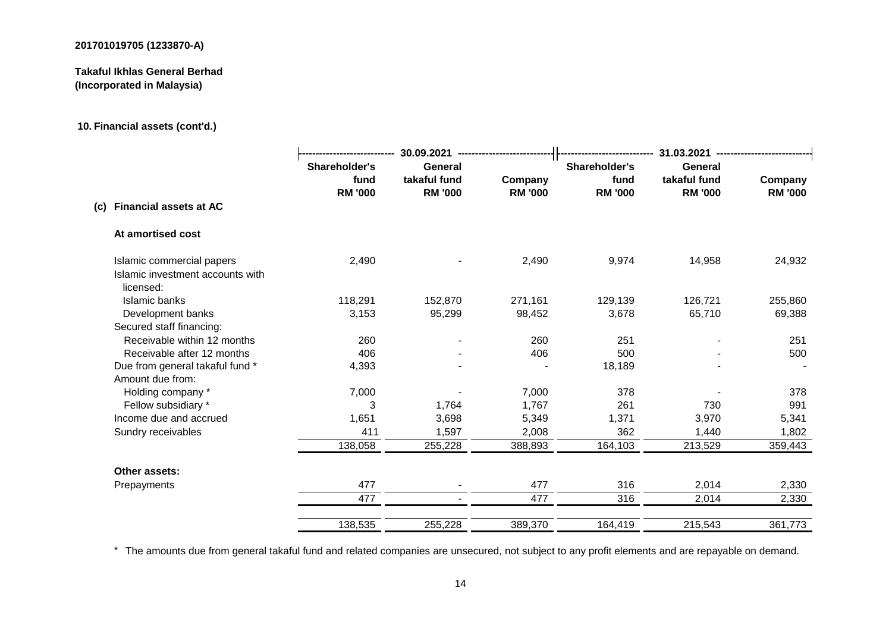201701019705 (1233870-A)

**Takaful Ikhlas General Berhad**
**(Incorporated in Malaysia)**

**10. Financial assets (cont'd.)**

| | 30.09.2021 | | | 31.03.2021 | | |
|---|---|---|---|---|---|---|
| | Shareholder's fund RM '000 | General takaful fund RM '000 | Company RM '000 | Shareholder's fund RM '000 | General takaful fund RM '000 | Company RM '000 |
| **(c) Financial assets at AC** | | | | | | |
| **At amortised cost** | | | | | | |
| Islamic commercial papers | 2,490 | - | 2,490 | 9,974 | 14,958 | 24,932 |
| Islamic investment accounts with licensed: | | | | | | |
| Islamic banks | 118,291 | 152,870 | 271,161 | 129,139 | 126,721 | 255,860 |
| Development banks | 3,153 | 95,299 | 98,452 | 3,678 | 65,710 | 69,388 |
| Secured staff financing: | | | | | | |
| Receivable within 12 months | 260 | - | 260 | 251 | - | 251 |
| Receivable after 12 months | 406 | - | 406 | 500 | - | 500 |
| Due from general takaful fund * | 4,393 | - | - | 18,189 | - | - |
| Amount due from: | | | | | | |
| Holding company * | 7,000 | - | 7,000 | 378 | - | 378 |
| Fellow subsidiary * | 3 | 1,764 | 1,767 | 261 | 730 | 991 |
| Income due and accrued | 1,651 | 3,698 | 5,349 | 1,371 | 3,970 | 5,341 |
| Sundry receivables | 411 | 1,597 | 2,008 | 362 | 1,440 | 1,802 |
| | 138,058 | 255,228 | 388,893 | 164,103 | 213,529 | 359,443 |
| **Other assets:** | | | | | | |
| Prepayments | 477 | - | 477 | 316 | 2,014 | 2,330 |
| | 477 | - | 477 | 316 | 2,014 | 2,330 |
| | 138,535 | 255,228 | 389,370 | 164,419 | 215,543 | 361,773 |

\* The amounts due from general takaful fund and related companies are unsecured, not subject to any profit elements and are repayable on demand.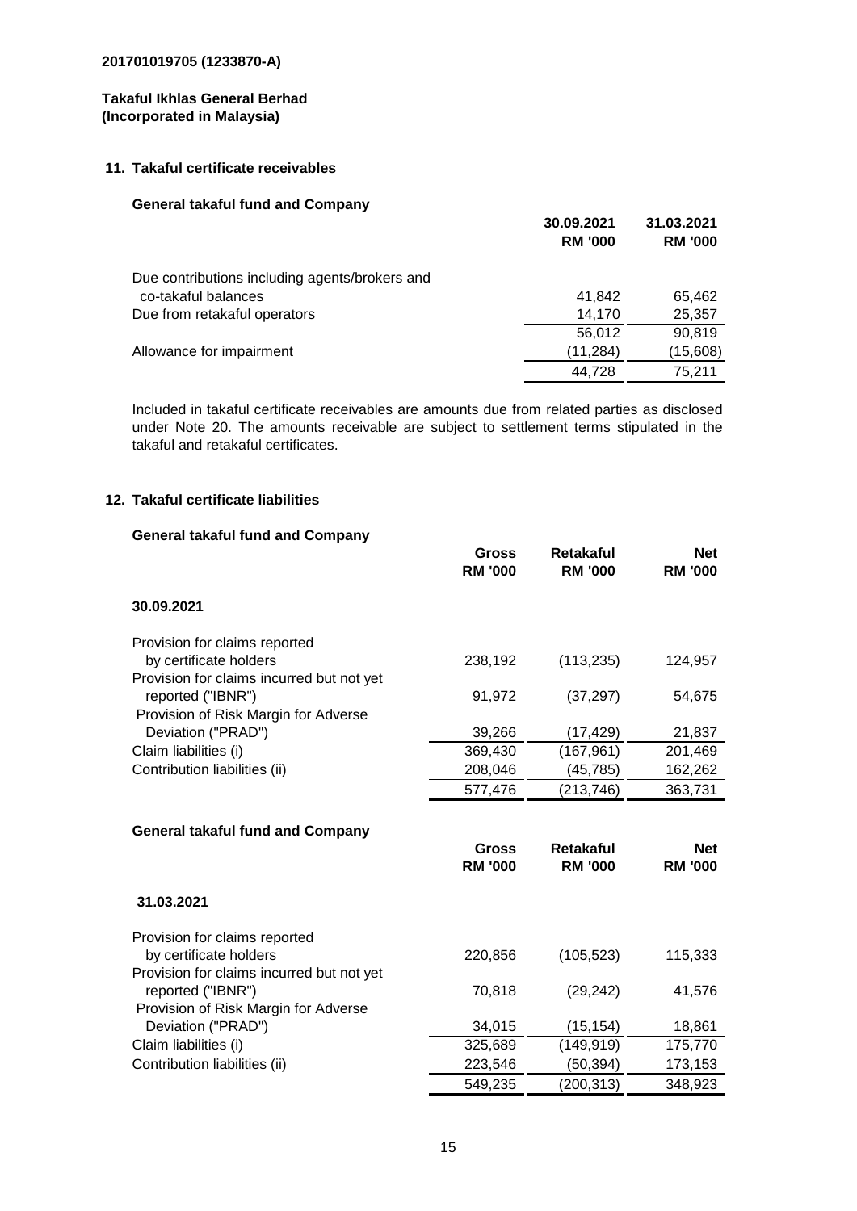201701019705 (1233870-A)

**Takaful Ikhlas General Berhad**
**(Incorporated in Malaysia)**

## 11. Takaful certificate receivables

### General takaful fund and Company

| | 30.09.2021 RM '000 | 31.03.2021 RM '000 |
|---|---|---|
| Due contributions including agents/brokers and co-takaful balances | 41,842 | 65,462 |
| Due from retakaful operators | 14,170 | 25,357 |
| | 56,012 | 90,819 |
| Allowance for impairment | (11,284) | (15,608) |
| | 44,728 | 75,211 |

Included in takaful certificate receivables are amounts due from related parties as disclosed under Note 20. The amounts receivable are subject to settlement terms stipulated in the takaful and retakaful certificates.

## 12. Takaful certificate liabilities

### General takaful fund and Company

| | Gross RM '000 | Retakaful RM '000 | Net RM '000 |
|---|---|---|---|
| **30.09.2021** | | | |
| Provision for claims reported by certificate holders | 238,192 | (113,235) | 124,957 |
| Provision for claims incurred but not yet reported ("IBNR") | 91,972 | (37,297) | 54,675 |
| Provision of Risk Margin for Adverse Deviation ("PRAD") | 39,266 | (17,429) | 21,837 |
| Claim liabilities (i) | 369,430 | (167,961) | 201,469 |
| Contribution liabilities (ii) | 208,046 | (45,785) | 162,262 |
| | 577,476 | (213,746) | 363,731 |

### General takaful fund and Company

| | Gross RM '000 | Retakaful RM '000 | Net RM '000 |
|---|---|---|---|
| **31.03.2021** | | | |
| Provision for claims reported by certificate holders | 220,856 | (105,523) | 115,333 |
| Provision for claims incurred but not yet reported ("IBNR") | 70,818 | (29,242) | 41,576 |
| Provision of Risk Margin for Adverse Deviation ("PRAD") | 34,015 | (15,154) | 18,861 |
| Claim liabilities (i) | 325,689 | (149,919) | 175,770 |
| Contribution liabilities (ii) | 223,546 | (50,394) | 173,153 |
| | 549,235 | (200,313) | 348,923 |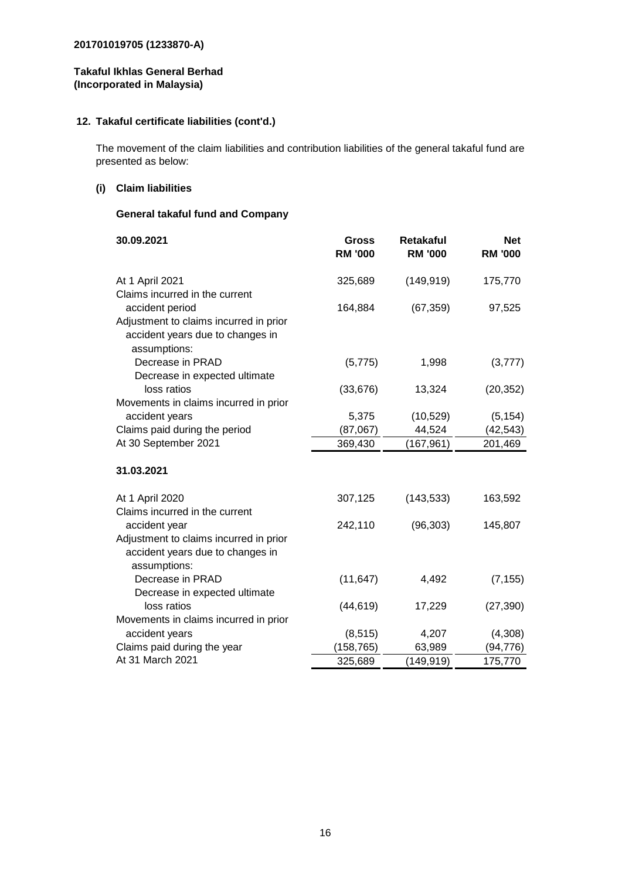201701019705 (1233870-A)

**Takaful Ikhlas General Berhad**
**(Incorporated in Malaysia)**

## 12. Takaful certificate liabilities (cont'd.)

The movement of the claim liabilities and contribution liabilities of the general takaful fund are presented as below:

### (i) Claim liabilities

**General takaful fund and Company**

| 30.09.2021 | Gross RM '000 | Retakaful RM '000 | Net RM '000 |
|---|---|---|---|
| At 1 April 2021 | 325,689 | (149,919) | 175,770 |
| Claims incurred in the current accident period | 164,884 | (67,359) | 97,525 |
| Adjustment to claims incurred in prior accident years due to changes in assumptions: | | | |
| Decrease in PRAD | (5,775) | 1,998 | (3,777) |
| Decrease in expected ultimate loss ratios | (33,676) | 13,324 | (20,352) |
| Movements in claims incurred in prior accident years | 5,375 | (10,529) | (5,154) |
| Claims paid during the period | (87,067) | 44,524 | (42,543) |
| At 30 September 2021 | 369,430 | (167,961) | 201,469 |
| **31.03.2021** | | | |
| At 1 April 2020 | 307,125 | (143,533) | 163,592 |
| Claims incurred in the current accident year | 242,110 | (96,303) | 145,807 |
| Adjustment to claims incurred in prior accident years due to changes in assumptions: | | | |
| Decrease in PRAD | (11,647) | 4,492 | (7,155) |
| Decrease in expected ultimate loss ratios | (44,619) | 17,229 | (27,390) |
| Movements in claims incurred in prior accident years | (8,515) | 4,207 | (4,308) |
| Claims paid during the year | (158,765) | 63,989 | (94,776) |
| At 31 March 2021 | 325,689 | (149,919) | 175,770 |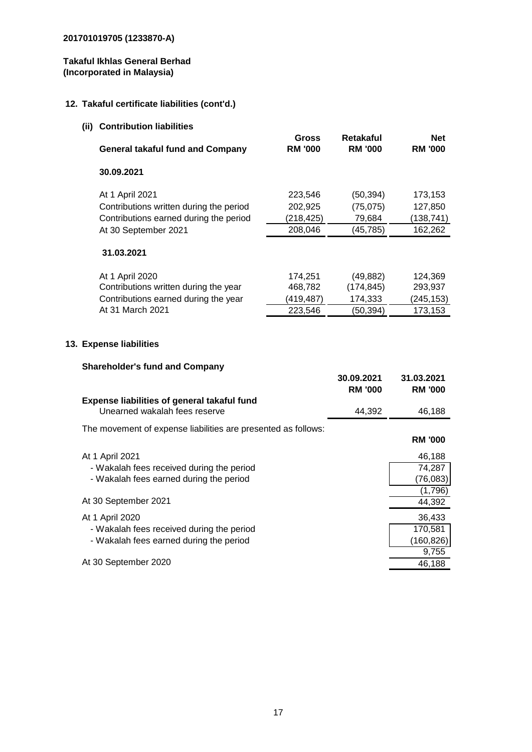**201701019705 (1233870-A)**

**Takaful Ikhlas General Berhad**
**(Incorporated in Malaysia)**

## 12. Takaful certificate liabilities (cont'd.)

### (ii) Contribution liabilities

| General takaful fund and Company | Gross RM '000 | Retakaful RM '000 | Net RM '000 |
|---|---|---|---|
| **30.09.2021** | | | |
| At 1 April 2021 | 223,546 | (50,394) | 173,153 |
| Contributions written during the period | 202,925 | (75,075) | 127,850 |
| Contributions earned during the period | (218,425) | 79,684 | (138,741) |
| At 30 September 2021 | 208,046 | (45,785) | 162,262 |
| **31.03.2021** | | | |
| At 1 April 2020 | 174,251 | (49,882) | 124,369 |
| Contributions written during the year | 468,782 | (174,845) | 293,937 |
| Contributions earned during the year | (419,487) | 174,333 | (245,153) |
| At 31 March 2021 | 223,546 | (50,394) | 173,153 |

## 13. Expense liabilities

**Shareholder's fund and Company**

| | 30.09.2021 RM '000 | 31.03.2021 RM '000 |
|---|---|---|
| **Expense liabilities of general takaful fund** | | |
| Unearned wakalah fees reserve | 44,392 | 46,188 |

The movement of expense liabilities are presented as follows:

| | RM '000 |
|---|---|
| At 1 April 2021 | 46,188 |
| - Wakalah fees received during the period | 74,287 |
| - Wakalah fees earned during the period | (76,083) |
| | (1,796) |
| At 30 September 2021 | 44,392 |
| At 1 April 2020 | 36,433 |
| - Wakalah fees received during the period | 170,581 |
| - Wakalah fees earned during the period | (160,826) |
| | 9,755 |
| At 30 September 2020 | 46,188 |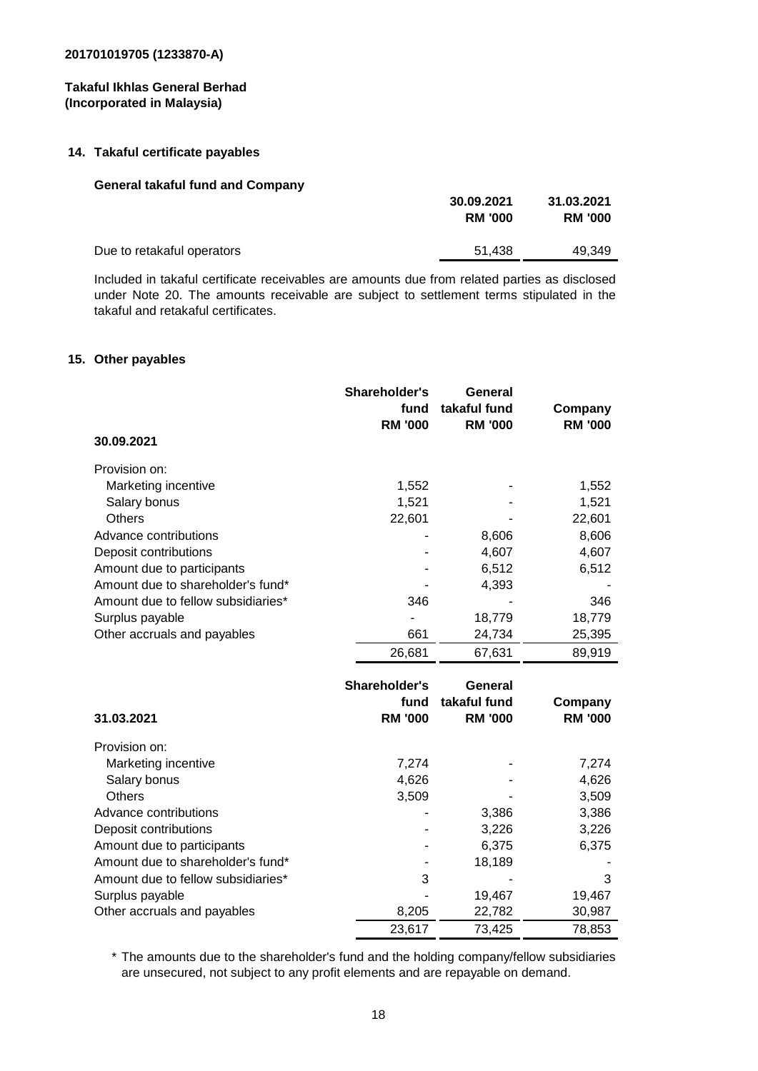201701019705 (1233870-A)

**Takaful Ikhlas General Berhad**
**(Incorporated in Malaysia)**

## 14. Takaful certificate payables

**General takaful fund and Company**

| | 30.09.2021 RM '000 | 31.03.2021 RM '000 |
|---|---|---|
| Due to retakaful operators | 51,438 | 49,349 |

Included in takaful certificate receivables are amounts due from related parties as disclosed under Note 20. The amounts receivable are subject to settlement terms stipulated in the takaful and retakaful certificates.

## 15. Other payables

| 30.09.2021 | Shareholder's fund RM '000 | General takaful fund RM '000 | Company RM '000 |
|---|---|---|---|
| Provision on: | | | |
| Marketing incentive | 1,552 | - | 1,552 |
| Salary bonus | 1,521 | - | 1,521 |
| Others | 22,601 | - | 22,601 |
| Advance contributions | - | 8,606 | 8,606 |
| Deposit contributions | - | 4,607 | 4,607 |
| Amount due to participants | - | 6,512 | 6,512 |
| Amount due to shareholder's fund* | - | 4,393 | - |
| Amount due to fellow subsidiaries* | 346 | - | 346 |
| Surplus payable | - | 18,779 | 18,779 |
| Other accruals and payables | 661 | 24,734 | 25,395 |
| | 26,681 | 67,631 | 89,919 |

| 31.03.2021 | Shareholder's fund RM '000 | General takaful fund RM '000 | Company RM '000 |
|---|---|---|---|
| Provision on: | | | |
| Marketing incentive | 7,274 | - | 7,274 |
| Salary bonus | 4,626 | - | 4,626 |
| Others | 3,509 | - | 3,509 |
| Advance contributions | - | 3,386 | 3,386 |
| Deposit contributions | - | 3,226 | 3,226 |
| Amount due to participants | - | 6,375 | 6,375 |
| Amount due to shareholder's fund* | - | 18,189 | - |
| Amount due to fellow subsidiaries* | 3 | - | 3 |
| Surplus payable | - | 19,467 | 19,467 |
| Other accruals and payables | 8,205 | 22,782 | 30,987 |
| | 23,617 | 73,425 | 78,853 |

\* The amounts due to the shareholder's fund and the holding company/fellow subsidiaries are unsecured, not subject to any profit elements and are repayable on demand.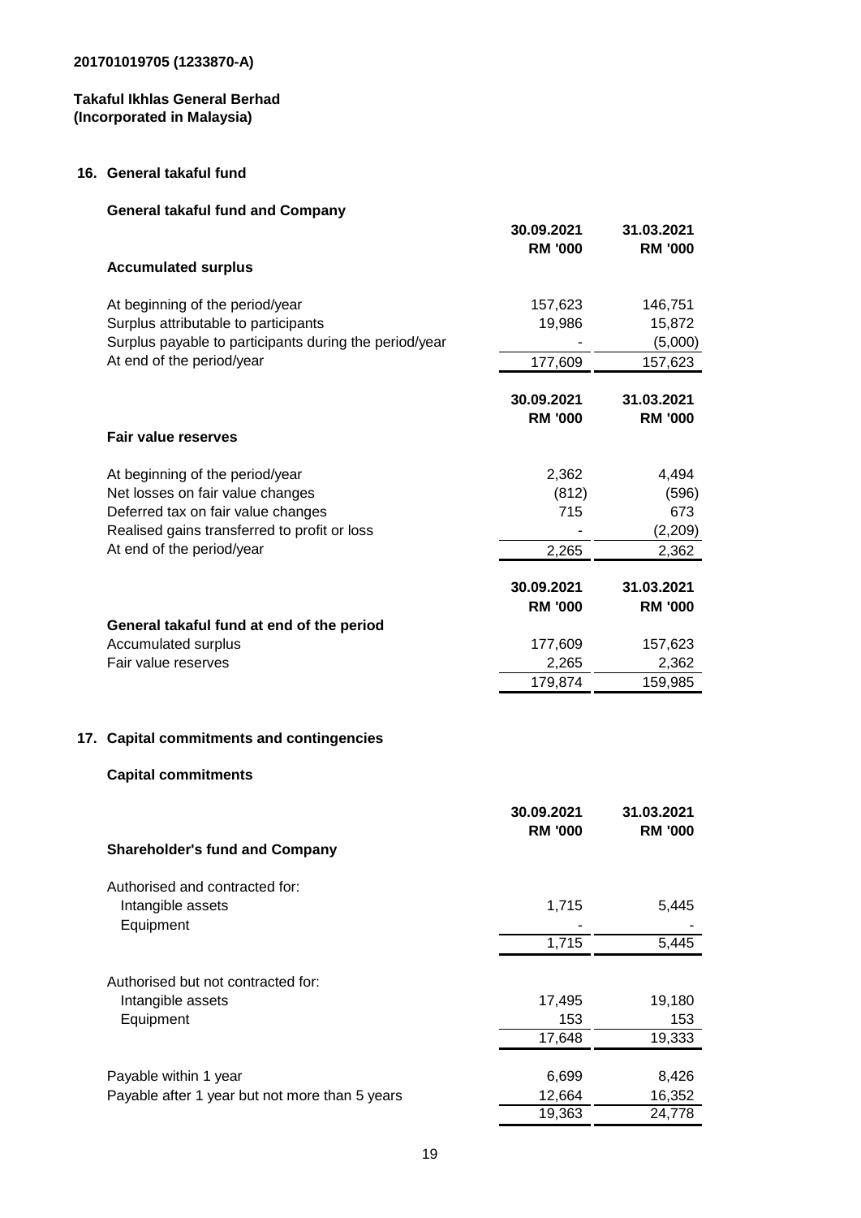201701019705 (1233870-A)

**Takaful Ikhlas General Berhad**
**(Incorporated in Malaysia)**

## 16. General takaful fund

### General takaful fund and Company

| | 30.09.2021 RM '000 | 31.03.2021 RM '000 |
|---|---|---|
| **Accumulated surplus** | | |
| At beginning of the period/year | 157,623 | 146,751 |
| Surplus attributable to participants | 19,986 | 15,872 |
| Surplus payable to participants during the period/year | - | (5,000) |
| At end of the period/year | 177,609 | 157,623 |

| | 30.09.2021 RM '000 | 31.03.2021 RM '000 |
|---|---|---|
| **Fair value reserves** | | |
| At beginning of the period/year | 2,362 | 4,494 |
| Net losses on fair value changes | (812) | (596) |
| Deferred tax on fair value changes | 715 | 673 |
| Realised gains transferred to profit or loss | - | (2,209) |
| At end of the period/year | 2,265 | 2,362 |

| | 30.09.2021 RM '000 | 31.03.2021 RM '000 |
|---|---|---|
| **General takaful fund at end of the period** | | |
| Accumulated surplus | 177,609 | 157,623 |
| Fair value reserves | 2,265 | 2,362 |
| | 179,874 | 159,985 |

## 17. Capital commitments and contingencies

### Capital commitments

| | 30.09.2021 RM '000 | 31.03.2021 RM '000 |
|---|---|---|
| **Shareholder's fund and Company** | | |
| Authorised and contracted for: | | |
| Intangible assets | 1,715 | 5,445 |
| Equipment | - | - |
| | 1,715 | 5,445 |
| Authorised but not contracted for: | | |
| Intangible assets | 17,495 | 19,180 |
| Equipment | 153 | 153 |
| | 17,648 | 19,333 |
| Payable within 1 year | 6,699 | 8,426 |
| Payable after 1 year but not more than 5 years | 12,664 | 16,352 |
| | 19,363 | 24,778 |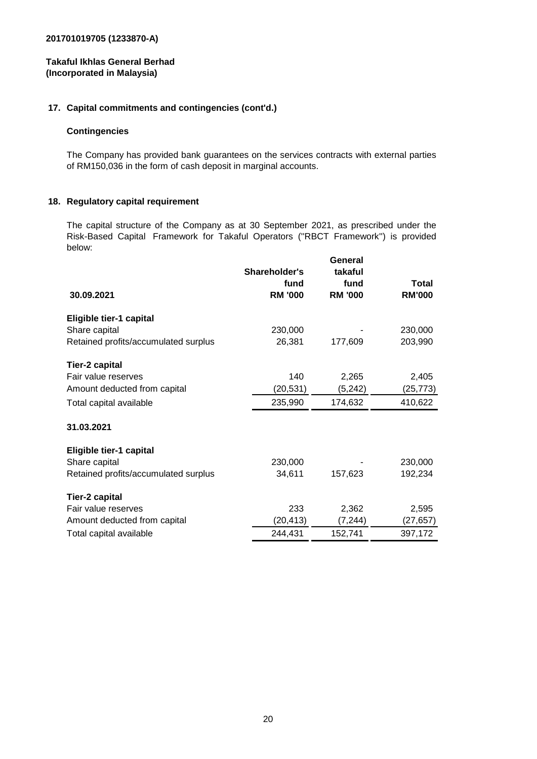**201701019705 (1233870-A)**

**Takaful Ikhlas General Berhad**
**(Incorporated in Malaysia)**

## 17. Capital commitments and contingencies (cont'd.)

### Contingencies

The Company has provided bank guarantees on the services contracts with external parties of RM150,036 in the form of cash deposit in marginal accounts.

## 18. Regulatory capital requirement

The capital structure of the Company as at 30 September 2021, as prescribed under the Risk-Based Capital Framework for Takaful Operators ("RBCT Framework") is provided below:

| 30.09.2021 | Shareholder's fund RM '000 | General takaful fund RM '000 | Total RM'000 |
|---|---|---|---|
| **Eligible tier-1 capital** | | | |
| Share capital | 230,000 | - | 230,000 |
| Retained profits/accumulated surplus | 26,381 | 177,609 | 203,990 |
| **Tier-2 capital** | | | |
| Fair value reserves | 140 | 2,265 | 2,405 |
| Amount deducted from capital | (20,531) | (5,242) | (25,773) |
| Total capital available | 235,990 | 174,632 | 410,622 |
| **31.03.2021** | | | |
| **Eligible tier-1 capital** | | | |
| Share capital | 230,000 | - | 230,000 |
| Retained profits/accumulated surplus | 34,611 | 157,623 | 192,234 |
| **Tier-2 capital** | | | |
| Fair value reserves | 233 | 2,362 | 2,595 |
| Amount deducted from capital | (20,413) | (7,244) | (27,657) |
| Total capital available | 244,431 | 152,741 | 397,172 |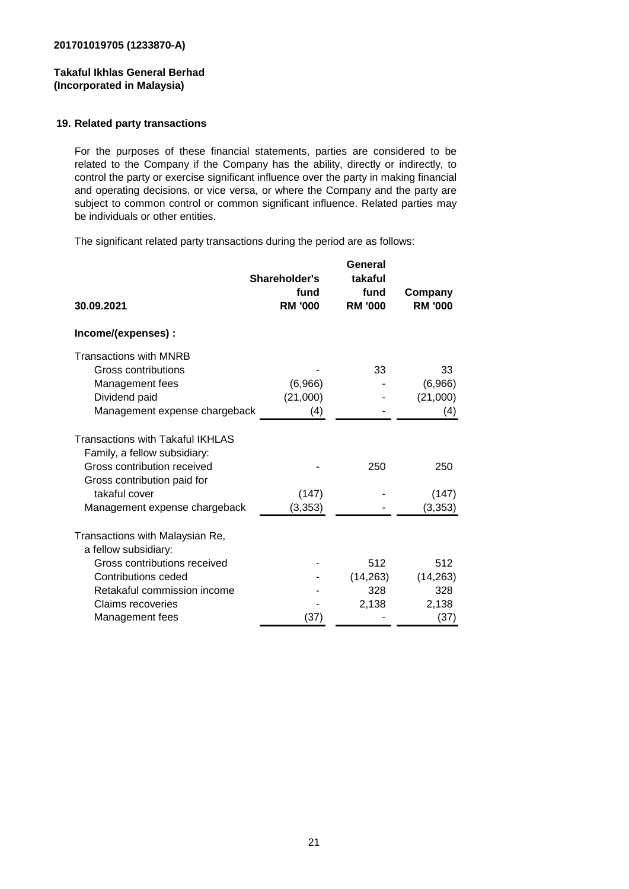201701019705 (1233870-A)

**Takaful Ikhlas General Berhad**
**(Incorporated in Malaysia)**

## 19. Related party transactions

For the purposes of these financial statements, parties are considered to be related to the Company if the Company has the ability, directly or indirectly, to control the party or exercise significant influence over the party in making financial and operating decisions, or vice versa, or where the Company and the party are subject to common control or common significant influence. Related parties may be individuals or other entities.

The significant related party transactions during the period are as follows:

| 30.09.2021 | Shareholder's fund RM '000 | General takaful fund RM '000 | Company RM '000 |
|---|---|---|---|
| **Income/(expenses) :** | | | |
| Transactions with MNRB | | | |
| Gross contributions | - | 33 | 33 |
| Management fees | (6,966) | - | (6,966) |
| Dividend paid | (21,000) | - | (21,000) |
| Management expense chargeback | (4) | - | (4) |
| Transactions with Takaful IKHLAS Family, a fellow subsidiary: | | | |
| Gross contribution received | - | 250 | 250 |
| Gross contribution paid for takaful cover | (147) | - | (147) |
| Management expense chargeback | (3,353) | - | (3,353) |
| Transactions with Malaysian Re, a fellow subsidiary: | | | |
| Gross contributions received | - | 512 | 512 |
| Contributions ceded | - | (14,263) | (14,263) |
| Retakaful commission income | - | 328 | 328 |
| Claims recoveries | - | 2,138 | 2,138 |
| Management fees | (37) | - | (37) |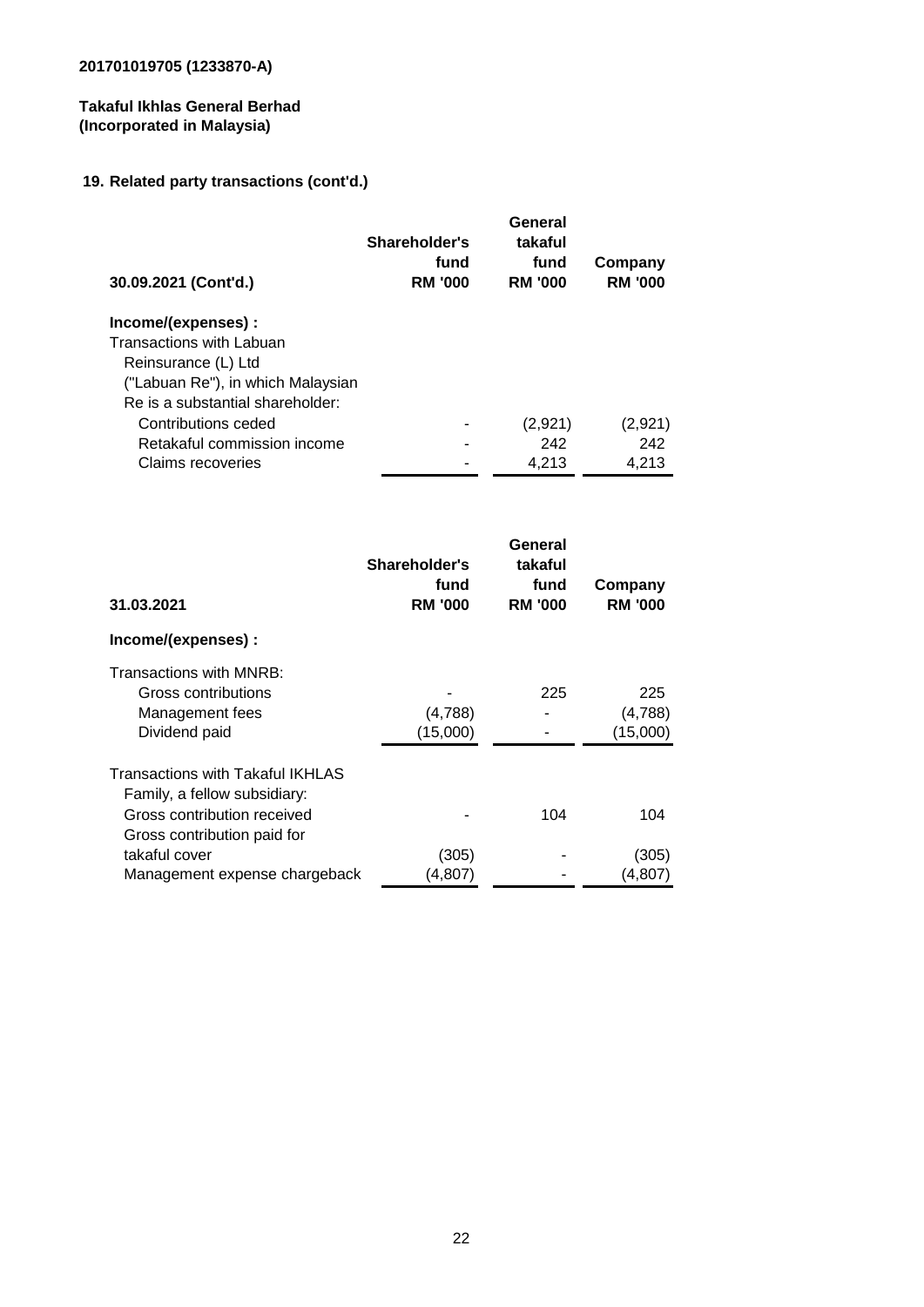201701019705 (1233870-A)

**Takaful Ikhlas General Berhad**
**(Incorporated in Malaysia)**

## 19. Related party transactions (cont'd.)

| 30.09.2021 (Cont'd.) | Shareholder's fund RM '000 | General takaful fund RM '000 | Company RM '000 |
|---|---|---|---|
| **Income/(expenses) :** | | | |
| Transactions with Labuan Reinsurance (L) Ltd ("Labuan Re"), in which Malaysian Re is a substantial shareholder: | | | |
| Contributions ceded | - | (2,921) | (2,921) |
| Retakaful commission income | - | 242 | 242 |
| Claims recoveries | - | 4,213 | 4,213 |

| 31.03.2021 | Shareholder's fund RM '000 | General takaful fund RM '000 | Company RM '000 |
|---|---|---|---|
| **Income/(expenses) :** | | | |
| Transactions with MNRB: | | | |
| Gross contributions | - | 225 | 225 |
| Management fees | (4,788) | - | (4,788) |
| Dividend paid | (15,000) | - | (15,000) |
| Transactions with Takaful IKHLAS Family, a fellow subsidiary: | | | |
| Gross contribution received | - | 104 | 104 |
| Gross contribution paid for takaful cover | (305) | - | (305) |
| Management expense chargeback | (4,807) | - | (4,807) |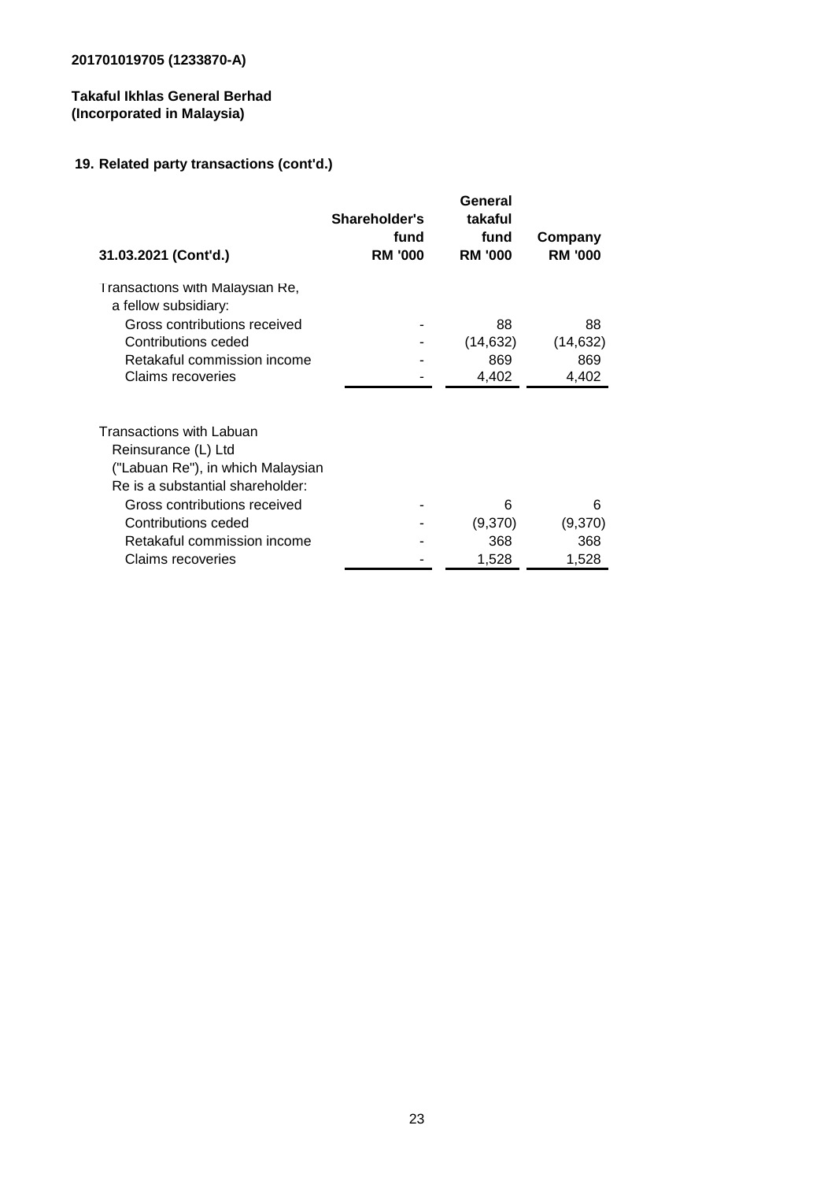201701019705 (1233870-A)

**Takaful Ikhlas General Berhad**
**(Incorporated in Malaysia)**

## 19. Related party transactions (cont'd.)

| 31.03.2021 (Cont'd.) | Shareholder's fund RM '000 | General takaful fund RM '000 | Company RM '000 |
|---|---|---|---|
| Transactions with Malaysian Re, a fellow subsidiary: | | | |
| Gross contributions received | - | 88 | 88 |
| Contributions ceded | - | (14,632) | (14,632) |
| Retakaful commission income | - | 869 | 869 |
| Claims recoveries | - | 4,402 | 4,402 |
| Transactions with Labuan Reinsurance (L) Ltd ("Labuan Re"), in which Malaysian Re is a substantial shareholder: | | | |
| Gross contributions received | - | 6 | 6 |
| Contributions ceded | - | (9,370) | (9,370) |
| Retakaful commission income | - | 368 | 368 |
| Claims recoveries | - | 1,528 | 1,528 |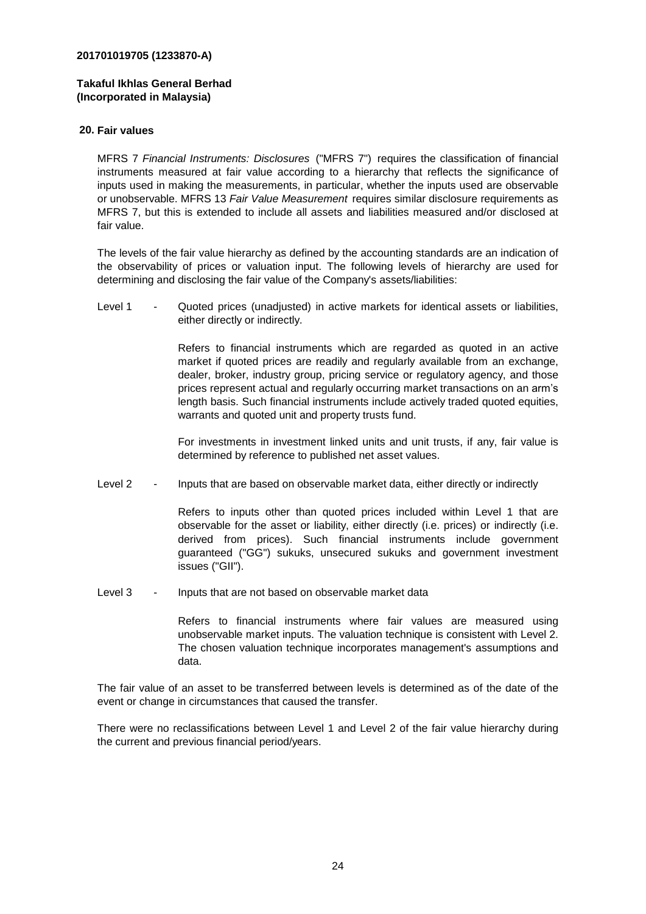**201701019705 (1233870-A)**

**Takaful Ikhlas General Berhad**
**(Incorporated in Malaysia)**

## 20. Fair values

MFRS 7 *Financial Instruments: Disclosures* ("MFRS 7") requires the classification of financial instruments measured at fair value according to a hierarchy that reflects the significance of inputs used in making the measurements, in particular, whether the inputs used are observable or unobservable. MFRS 13 *Fair Value Measurement* requires similar disclosure requirements as MFRS 7, but this is extended to include all assets and liabilities measured and/or disclosed at fair value.

The levels of the fair value hierarchy as defined by the accounting standards are an indication of the observability of prices or valuation input. The following levels of hierarchy are used for determining and disclosing the fair value of the Company's assets/liabilities:

Level 1 - Quoted prices (unadjusted) in active markets for identical assets or liabilities, either directly or indirectly.

Refers to financial instruments which are regarded as quoted in an active market if quoted prices are readily and regularly available from an exchange, dealer, broker, industry group, pricing service or regulatory agency, and those prices represent actual and regularly occurring market transactions on an arm's length basis. Such financial instruments include actively traded quoted equities, warrants and quoted unit and property trusts fund.

For investments in investment linked units and unit trusts, if any, fair value is determined by reference to published net asset values.

Level 2 - Inputs that are based on observable market data, either directly or indirectly

Refers to inputs other than quoted prices included within Level 1 that are observable for the asset or liability, either directly (i.e. prices) or indirectly (i.e. derived from prices). Such financial instruments include government guaranteed ("GG") sukuks, unsecured sukuks and government investment issues ("GII").

Level 3 - Inputs that are not based on observable market data

Refers to financial instruments where fair values are measured using unobservable market inputs. The valuation technique is consistent with Level 2. The chosen valuation technique incorporates management's assumptions and data.

The fair value of an asset to be transferred between levels is determined as of the date of the event or change in circumstances that caused the transfer.

There were no reclassifications between Level 1 and Level 2 of the fair value hierarchy during the current and previous financial period/years.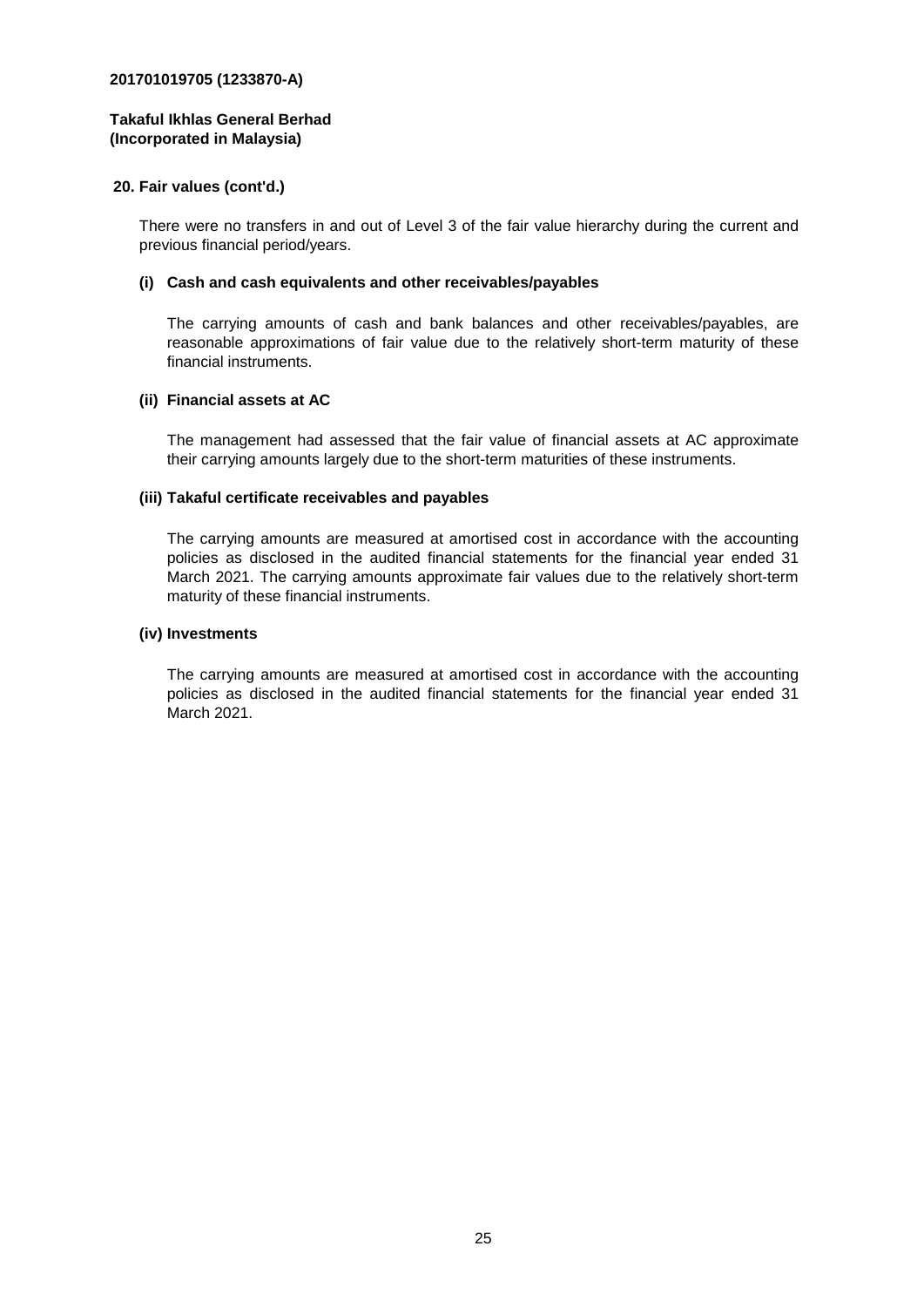**201701019705 (1233870-A)**

**Takaful Ikhlas General Berhad**
**(Incorporated in Malaysia)**

## 20. Fair values (cont'd.)

There were no transfers in and out of Level 3 of the fair value hierarchy during the current and previous financial period/years.

### (i) Cash and cash equivalents and other receivables/payables

The carrying amounts of cash and bank balances and other receivables/payables, are reasonable approximations of fair value due to the relatively short-term maturity of these financial instruments.

### (ii) Financial assets at AC

The management had assessed that the fair value of financial assets at AC approximate their carrying amounts largely due to the short-term maturities of these instruments.

### (iii) Takaful certificate receivables and payables

The carrying amounts are measured at amortised cost in accordance with the accounting policies as disclosed in the audited financial statements for the financial year ended 31 March 2021. The carrying amounts approximate fair values due to the relatively short-term maturity of these financial instruments.

### (iv) Investments

The carrying amounts are measured at amortised cost in accordance with the accounting policies as disclosed in the audited financial statements for the financial year ended 31 March 2021.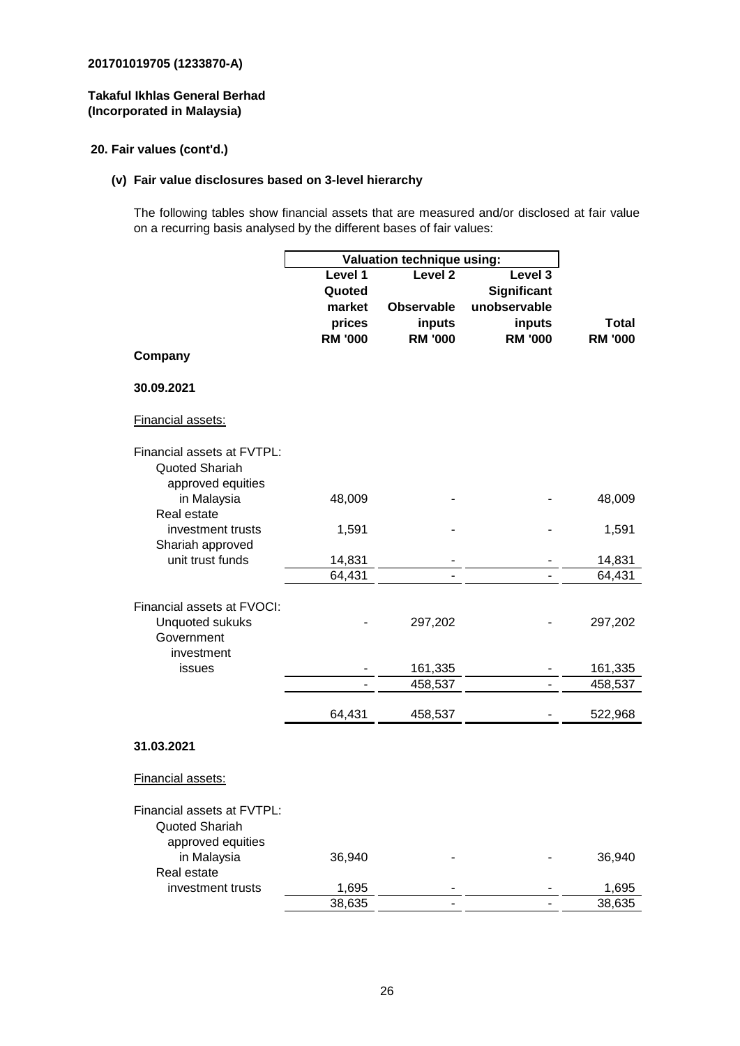201701019705 (1233870-A)

**Takaful Ikhlas General Berhad**
**(Incorporated in Malaysia)**

## 20. Fair values (cont'd.)

### (v) Fair value disclosures based on 3-level hierarchy

The following tables show financial assets that are measured and/or disclosed at fair value on a recurring basis analysed by the different bases of fair values:

| | Valuation technique using: | | | |
|---|---|---|---|---|
| | Level 1 Quoted market prices RM '000 | Level 2 Observable inputs RM '000 | Level 3 Significant unobservable inputs RM '000 | Total RM '000 |
| **Company** | | | | |
| **30.09.2021** | | | | |
| Financial assets: | | | | |
| Financial assets at FVTPL: | | | | |
| Quoted Shariah approved equities in Malaysia | 48,009 | - | - | 48,009 |
| Real estate investment trusts | 1,591 | - | - | 1,591 |
| Shariah approved unit trust funds | 14,831 | - | - | 14,831 |
| | 64,431 | - | - | 64,431 |
| Financial assets at FVOCI: | | | | |
| Unquoted sukuks | - | 297,202 | - | 297,202 |
| Government investment issues | - | 161,335 | - | 161,335 |
| | - | 458,537 | - | 458,537 |
| | 64,431 | 458,537 | - | 522,968 |
| **31.03.2021** | | | | |
| Financial assets: | | | | |
| Financial assets at FVTPL: | | | | |
| Quoted Shariah approved equities in Malaysia | 36,940 | - | - | 36,940 |
| Real estate investment trusts | 1,695 | - | - | 1,695 |
| | 38,635 | - | - | 38,635 |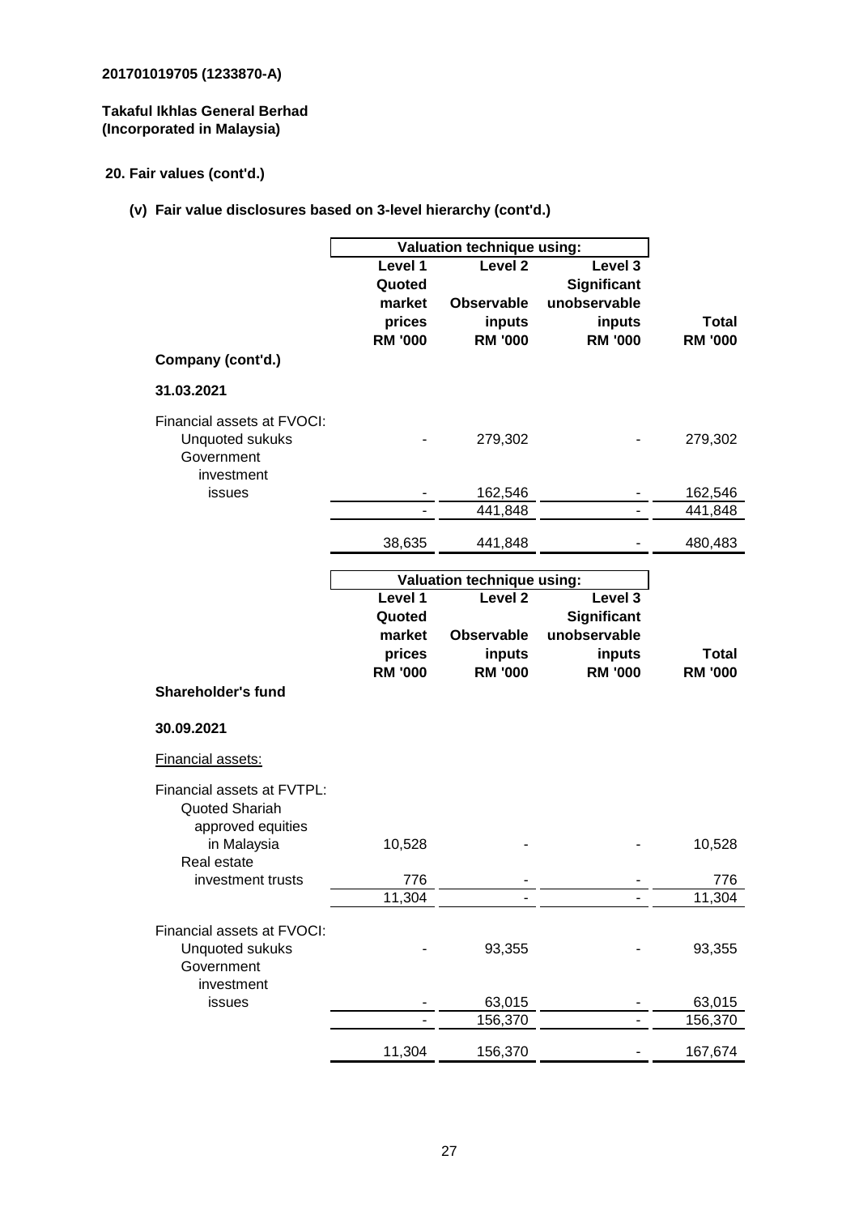201701019705 (1233870-A)

**Takaful Ikhlas General Berhad**
**(Incorporated in Malaysia)**

**20. Fair values (cont'd.)**

**(v) Fair value disclosures based on 3-level hierarchy (cont'd.)**

| | Valuation technique using: | | | |
|---|---|---|---|---|
| | Level 1 Quoted market prices RM '000 | Level 2 Observable inputs RM '000 | Level 3 Significant unobservable inputs RM '000 | Total RM '000 |
| **Company (cont'd.)** | | | | |
| **31.03.2021** | | | | |
| Financial assets at FVOCI: | | | | |
| Unquoted sukuks | - | 279,302 | - | 279,302 |
| Government investment issues | - | 162,546 | - | 162,546 |
| | - | 441,848 | - | 441,848 |
| | 38,635 | 441,848 | - | 480,483 |

| | Valuation technique using: | | | |
|---|---|---|---|---|
| | Level 1 Quoted market prices RM '000 | Level 2 Observable inputs RM '000 | Level 3 Significant unobservable inputs RM '000 | Total RM '000 |
| **Shareholder's fund** | | | | |
| **30.09.2021** | | | | |
| Financial assets: | | | | |
| Financial assets at FVTPL: | | | | |
| Quoted Shariah approved equities in Malaysia | 10,528 | - | - | 10,528 |
| Real estate investment trusts | 776 | - | - | 776 |
| | 11,304 | - | - | 11,304 |
| Financial assets at FVOCI: | | | | |
| Unquoted sukuks | - | 93,355 | - | 93,355 |
| Government investment issues | - | 63,015 | - | 63,015 |
| | - | 156,370 | - | 156,370 |
| | 11,304 | 156,370 | - | 167,674 |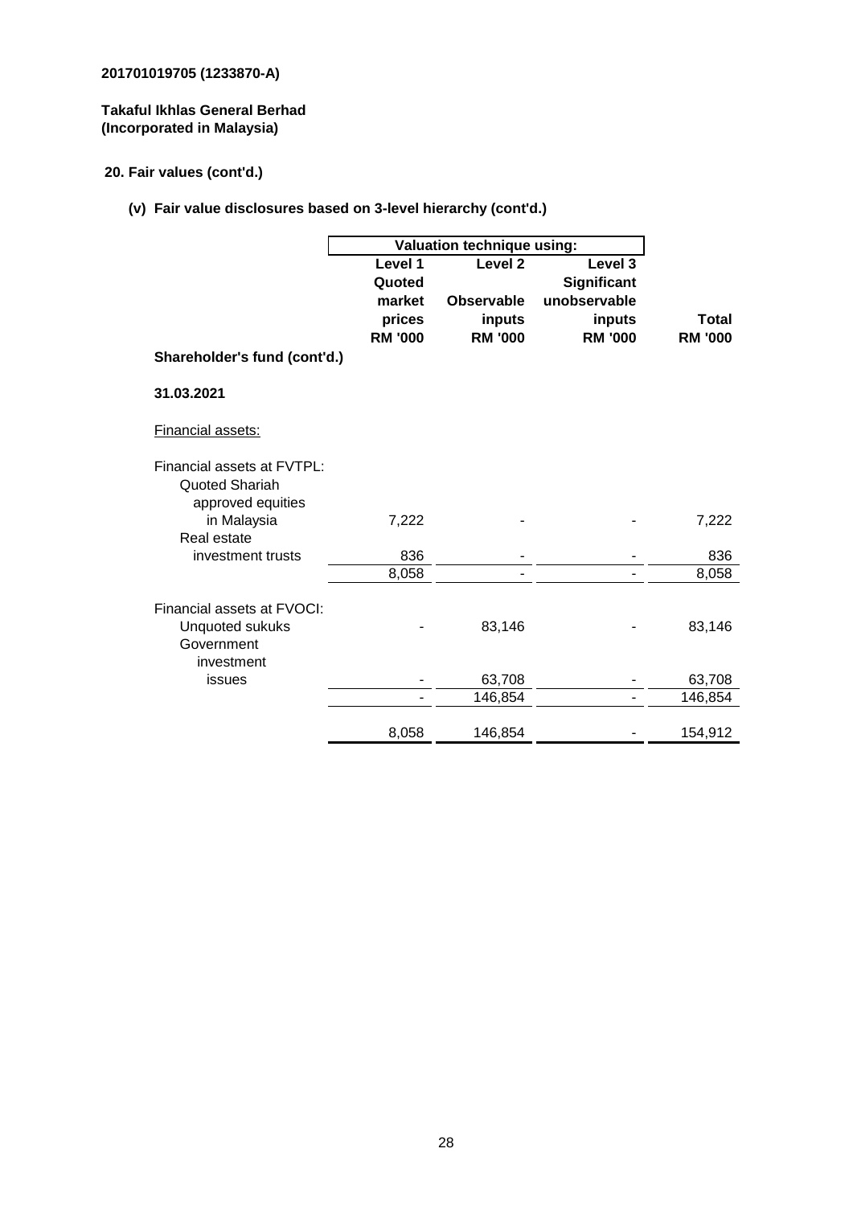**201701019705 (1233870-A)**

**Takaful Ikhlas General Berhad**
**(Incorporated in Malaysia)**

**20. Fair values (cont'd.)**

**(v) Fair value disclosures based on 3-level hierarchy (cont'd.)**

| | Valuation technique using: | | | |
|---|---|---|---|---|
| | **Level 1 Quoted market prices RM '000** | **Level 2 Observable inputs RM '000** | **Level 3 Significant unobservable inputs RM '000** | **Total RM '000** |
| **Shareholder's fund (cont'd.)** | | | | |
| **31.03.2021** | | | | |
| Financial assets: | | | | |
| Financial assets at FVTPL: | | | | |
| Quoted Shariah approved equities in Malaysia | 7,222 | - | - | 7,222 |
| Real estate investment trusts | 836 | - | - | 836 |
| | 8,058 | - | - | 8,058 |
| Financial assets at FVOCI: | | | | |
| Unquoted sukuks | - | 83,146 | - | 83,146 |
| Government investment issues | - | 63,708 | - | 63,708 |
| | - | 146,854 | - | 146,854 |
| | 8,058 | 146,854 | - | 154,912 |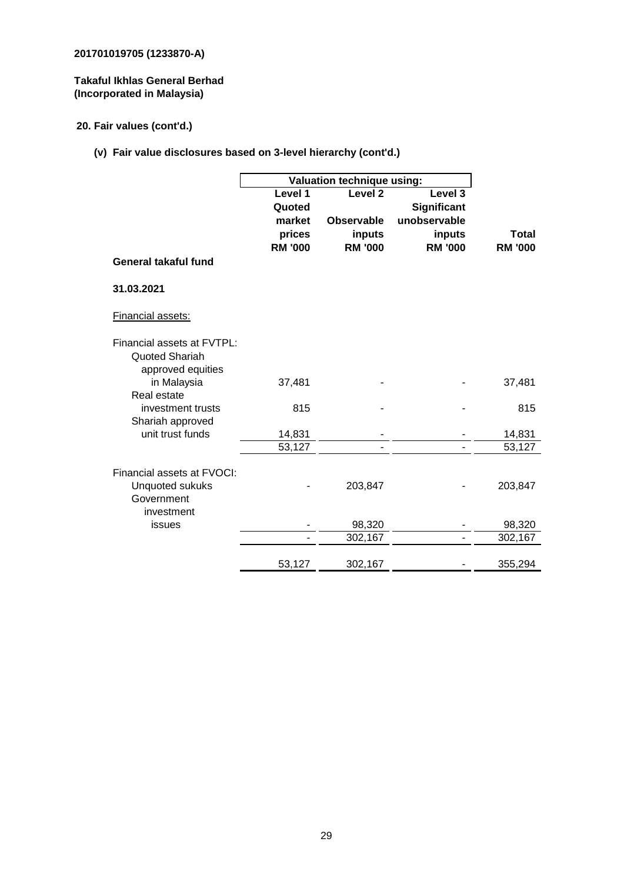**201701019705 (1233870-A)**

**Takaful Ikhlas General Berhad**
**(Incorporated in Malaysia)**

**20. Fair values (cont'd.)**

**(v) Fair value disclosures based on 3-level hierarchy (cont'd.)**

| | Valuation technique using: | | | |
|---|---|---|---|---|
| | **Level 1 Quoted market prices RM '000** | **Level 2 Observable inputs RM '000** | **Level 3 Significant unobservable inputs RM '000** | **Total RM '000** |
| **General takaful fund** | | | | |
| **31.03.2021** | | | | |
| Financial assets: | | | | |
| Financial assets at FVTPL: | | | | |
| Quoted Shariah approved equities in Malaysia | 37,481 | - | - | 37,481 |
| Real estate investment trusts | 815 | - | - | 815 |
| Shariah approved unit trust funds | 14,831 | - | - | 14,831 |
| | 53,127 | - | - | 53,127 |
| Financial assets at FVOCI: | | | | |
| Unquoted sukuks | - | 203,847 | - | 203,847 |
| Government investment issues | - | 98,320 | - | 98,320 |
| | - | 302,167 | - | 302,167 |
| | 53,127 | 302,167 | - | 355,294 |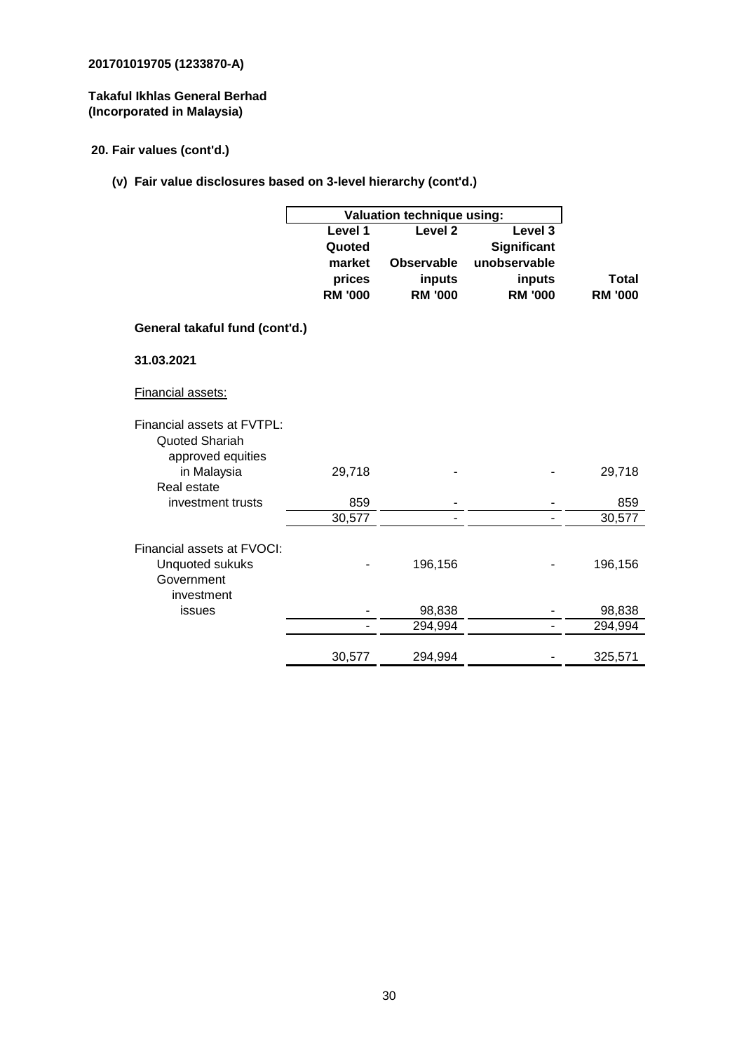201701019705 (1233870-A)

**Takaful Ikhlas General Berhad**
**(Incorporated in Malaysia)**

**20. Fair values (cont'd.)**

**(v) Fair value disclosures based on 3-level hierarchy (cont'd.)**

| | Valuation technique using: | | | |
|---|---|---|---|---|
| | Level 1 Quoted market prices RM '000 | Level 2 Observable inputs RM '000 | Level 3 Significant unobservable inputs RM '000 | Total RM '000 |
| **General takaful fund (cont'd.)** | | | | |
| **31.03.2021** | | | | |
| Financial assets: | | | | |
| Financial assets at FVTPL: | | | | |
| Quoted Shariah approved equities in Malaysia | 29,718 | - | - | 29,718 |
| Real estate investment trusts | 859 | - | - | 859 |
| | 30,577 | - | - | 30,577 |
| Financial assets at FVOCI: | | | | |
| Unquoted sukuks | - | 196,156 | - | 196,156 |
| Government investment issues | - | 98,838 | - | 98,838 |
| | - | 294,994 | - | 294,994 |
| | 30,577 | 294,994 | - | 325,571 |